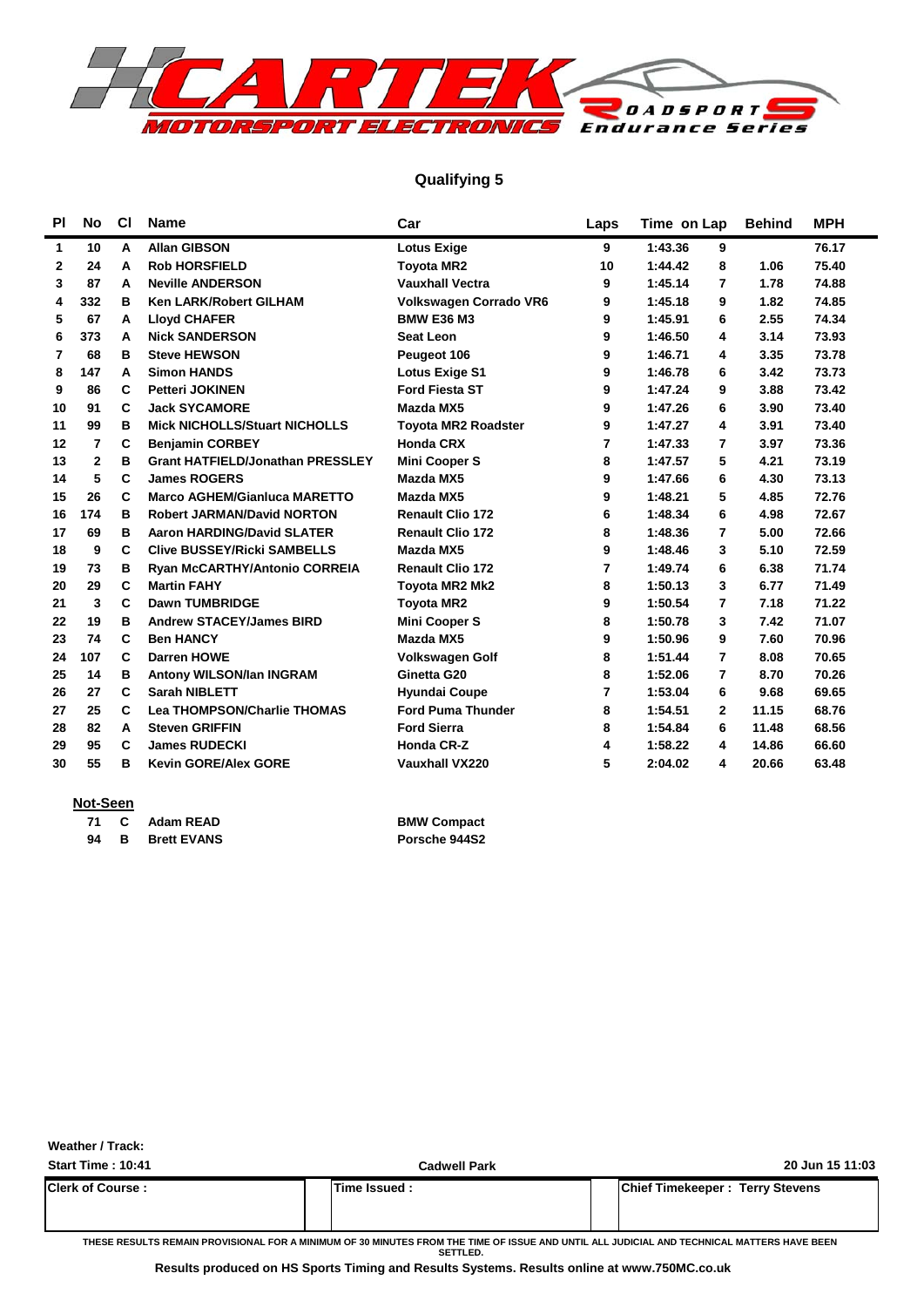## Qualifying 5

| Pl | No | Cl | Name | Car | Laps | Time | on Lap | Behind | MPH |
|---|---|---|---|---|---|---|---|---|---|
| 1 | 10 | A | Allan GIBSON | Lotus Exige | 9 | 1:43.36 | 9 | | 76.17 |
| 2 | 24 | A | Rob HORSFIELD | Toyota MR2 | 10 | 1:44.42 | 8 | 1.06 | 75.40 |
| 3 | 87 | A | Neville ANDERSON | Vauxhall Vectra | 9 | 1:45.14 | 7 | 1.78 | 74.88 |
| 4 | 332 | B | Ken LARK/Robert GILHAM | Volkswagen Corrado VR6 | 9 | 1:45.18 | 9 | 1.82 | 74.85 |
| 5 | 67 | A | Lloyd CHAFER | BMW E36 M3 | 9 | 1:45.91 | 6 | 2.55 | 74.34 |
| 6 | 373 | A | Nick SANDERSON | Seat Leon | 9 | 1:46.50 | 4 | 3.14 | 73.93 |
| 7 | 68 | B | Steve HEWSON | Peugeot 106 | 9 | 1:46.71 | 4 | 3.35 | 73.78 |
| 8 | 147 | A | Simon HANDS | Lotus Exige S1 | 9 | 1:46.78 | 6 | 3.42 | 73.73 |
| 9 | 86 | C | Petteri JOKINEN | Ford Fiesta ST | 9 | 1:47.24 | 9 | 3.88 | 73.42 |
| 10 | 91 | C | Jack SYCAMORE | Mazda MX5 | 9 | 1:47.26 | 6 | 3.90 | 73.40 |
| 11 | 99 | B | Mick NICHOLLS/Stuart NICHOLLS | Toyota MR2 Roadster | 9 | 1:47.27 | 4 | 3.91 | 73.40 |
| 12 | 7 | C | Benjamin CORBEY | Honda CRX | 7 | 1:47.33 | 7 | 3.97 | 73.36 |
| 13 | 2 | B | Grant HATFIELD/Jonathan PRESSLEY | Mini Cooper S | 8 | 1:47.57 | 5 | 4.21 | 73.19 |
| 14 | 5 | C | James ROGERS | Mazda MX5 | 9 | 1:47.66 | 6 | 4.30 | 73.13 |
| 15 | 26 | C | Marco AGHEM/Gianluca MARETTO | Mazda MX5 | 9 | 1:48.21 | 5 | 4.85 | 72.76 |
| 16 | 174 | B | Robert JARMAN/David NORTON | Renault Clio 172 | 6 | 1:48.34 | 6 | 4.98 | 72.67 |
| 17 | 69 | B | Aaron HARDING/David SLATER | Renault Clio 172 | 8 | 1:48.36 | 7 | 5.00 | 72.66 |
| 18 | 9 | C | Clive BUSSEY/Ricki SAMBELLS | Mazda MX5 | 9 | 1:48.46 | 3 | 5.10 | 72.59 |
| 19 | 73 | B | Ryan McCARTHY/Antonio CORREIA | Renault Clio 172 | 7 | 1:49.74 | 6 | 6.38 | 71.74 |
| 20 | 29 | C | Martin FAHY | Toyota MR2 Mk2 | 8 | 1:50.13 | 3 | 6.77 | 71.49 |
| 21 | 3 | C | Dawn TUMBRIDGE | Toyota MR2 | 9 | 1:50.54 | 7 | 7.18 | 71.22 |
| 22 | 19 | B | Andrew STACEY/James BIRD | Mini Cooper S | 8 | 1:50.78 | 3 | 7.42 | 71.07 |
| 23 | 74 | C | Ben HANCY | Mazda MX5 | 9 | 1:50.96 | 9 | 7.60 | 70.96 |
| 24 | 107 | C | Darren HOWE | Volkswagen Golf | 8 | 1:51.44 | 7 | 8.08 | 70.65 |
| 25 | 14 | B | Antony WILSON/Ian INGRAM | Ginetta G20 | 8 | 1:52.06 | 7 | 8.70 | 70.26 |
| 26 | 27 | C | Sarah NIBLETT | Hyundai Coupe | 7 | 1:53.04 | 6 | 9.68 | 69.65 |
| 27 | 25 | C | Lea THOMPSON/Charlie THOMAS | Ford Puma Thunder | 8 | 1:54.51 | 2 | 11.15 | 68.76 |
| 28 | 82 | A | Steven GRIFFIN | Ford Sierra | 8 | 1:54.84 | 6 | 11.48 | 68.56 |
| 29 | 95 | C | James RUDECKI | Honda CR-Z | 4 | 1:58.22 | 4 | 14.86 | 66.60 |
| 30 | 55 | B | Kevin GORE/Alex GORE | Vauxhall VX220 | 5 | 2:04.02 | 4 | 20.66 | 63.48 |

**Not-Seen**

| No | Cl | Name | Car |
|---|---|---|---|
| 71 | C | Adam READ | BMW Compact |
| 94 | B | Brett EVANS | Porsche 944S2 |

Weather / Track:

Start Time : 10:41 — Cadwell Park — 20 Jun 15 11:03

| Clerk of Course : | Time Issued : | Chief Timekeeper : Terry Stevens |
|---|---|---|

THESE RESULTS REMAIN PROVISIONAL FOR A MINIMUM OF 30 MINUTES FROM THE TIME OF ISSUE AND UNTIL ALL JUDICIAL AND TECHNICAL MATTERS HAVE BEEN SETTLED.

Results produced on HS Sports Timing and Results Systems. Results online at www.750MC.co.uk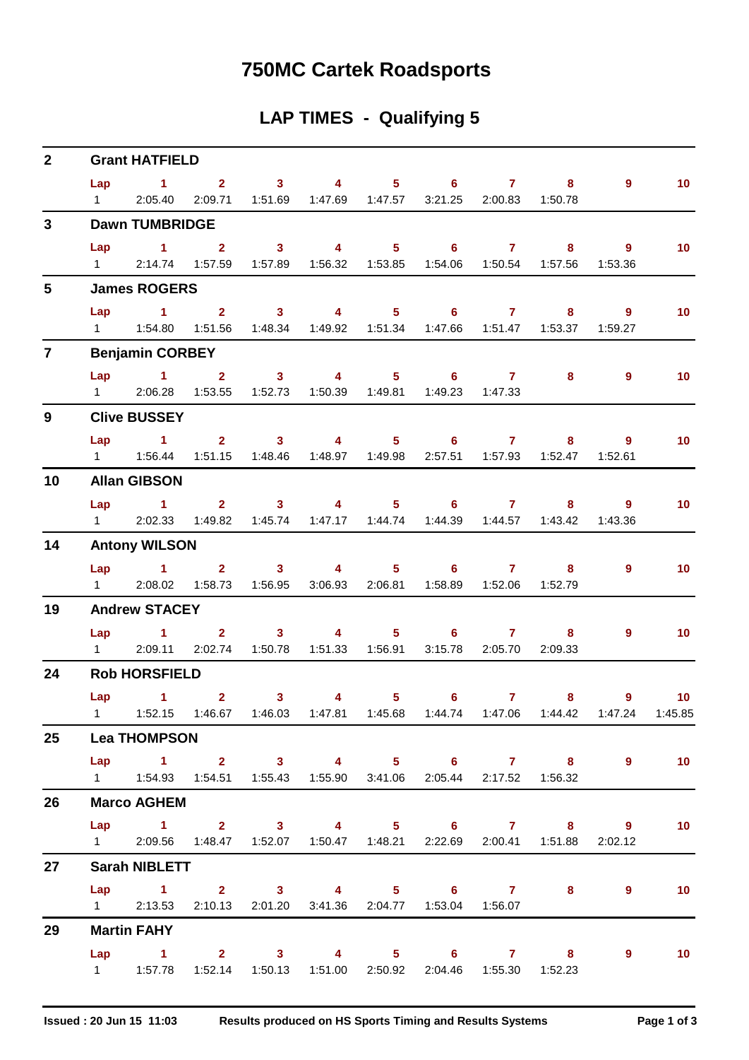# 750MC Cartek Roadsports

## LAP TIMES - Qualifying 5

**2 Grant HATFIELD**

| Lap | 1 | 2 | 3 | 4 | 5 | 6 | 7 | 8 | 9 | 10 |
|---|---|---|---|---|---|---|---|---|---|---|
| 1 | 2:05.40 | 2:09.71 | 1:51.69 | 1:47.69 | 1:47.57 | 3:21.25 | 2:00.83 | 1:50.78 | | |

**3 Dawn TUMBRIDGE**

| Lap | 1 | 2 | 3 | 4 | 5 | 6 | 7 | 8 | 9 | 10 |
|---|---|---|---|---|---|---|---|---|---|---|
| 1 | 2:14.74 | 1:57.59 | 1:57.89 | 1:56.32 | 1:53.85 | 1:54.06 | 1:50.54 | 1:57.56 | 1:53.36 | |

**5 James ROGERS**

| Lap | 1 | 2 | 3 | 4 | 5 | 6 | 7 | 8 | 9 | 10 |
|---|---|---|---|---|---|---|---|---|---|---|
| 1 | 1:54.80 | 1:51.56 | 1:48.34 | 1:49.92 | 1:51.34 | 1:47.66 | 1:51.47 | 1:53.37 | 1:59.27 | |

**7 Benjamin CORBEY**

| Lap | 1 | 2 | 3 | 4 | 5 | 6 | 7 | 8 | 9 | 10 |
|---|---|---|---|---|---|---|---|---|---|---|
| 1 | 2:06.28 | 1:53.55 | 1:52.73 | 1:50.39 | 1:49.81 | 1:49.23 | 1:47.33 | | | |

**9 Clive BUSSEY**

| Lap | 1 | 2 | 3 | 4 | 5 | 6 | 7 | 8 | 9 | 10 |
|---|---|---|---|---|---|---|---|---|---|---|
| 1 | 1:56.44 | 1:51.15 | 1:48.46 | 1:48.97 | 1:49.98 | 2:57.51 | 1:57.93 | 1:52.47 | 1:52.61 | |

**10 Allan GIBSON**

| Lap | 1 | 2 | 3 | 4 | 5 | 6 | 7 | 8 | 9 | 10 |
|---|---|---|---|---|---|---|---|---|---|---|
| 1 | 2:02.33 | 1:49.82 | 1:45.74 | 1:47.17 | 1:44.74 | 1:44.39 | 1:44.57 | 1:43.42 | 1:43.36 | |

**14 Antony WILSON**

| Lap | 1 | 2 | 3 | 4 | 5 | 6 | 7 | 8 | 9 | 10 |
|---|---|---|---|---|---|---|---|---|---|---|
| 1 | 2:08.02 | 1:58.73 | 1:56.95 | 3:06.93 | 2:06.81 | 1:58.89 | 1:52.06 | 1:52.79 | | |

**19 Andrew STACEY**

| Lap | 1 | 2 | 3 | 4 | 5 | 6 | 7 | 8 | 9 | 10 |
|---|---|---|---|---|---|---|---|---|---|---|
| 1 | 2:09.11 | 2:02.74 | 1:50.78 | 1:51.33 | 1:56.91 | 3:15.78 | 2:05.70 | 2:09.33 | | |

**24 Rob HORSFIELD**

| Lap | 1 | 2 | 3 | 4 | 5 | 6 | 7 | 8 | 9 | 10 |
|---|---|---|---|---|---|---|---|---|---|---|
| 1 | 1:52.15 | 1:46.67 | 1:46.03 | 1:47.81 | 1:45.68 | 1:44.74 | 1:47.06 | 1:44.42 | 1:47.24 | 1:45.85 |

**25 Lea THOMPSON**

| Lap | 1 | 2 | 3 | 4 | 5 | 6 | 7 | 8 | 9 | 10 |
|---|---|---|---|---|---|---|---|---|---|---|
| 1 | 1:54.93 | 1:54.51 | 1:55.43 | 1:55.90 | 3:41.06 | 2:05.44 | 2:17.52 | 1:56.32 | | |

**26 Marco AGHEM**

| Lap | 1 | 2 | 3 | 4 | 5 | 6 | 7 | 8 | 9 | 10 |
|---|---|---|---|---|---|---|---|---|---|---|
| 1 | 2:09.56 | 1:48.47 | 1:52.07 | 1:50.47 | 1:48.21 | 2:22.69 | 2:00.41 | 1:51.88 | 2:02.12 | |

**27 Sarah NIBLETT**

| Lap | 1 | 2 | 3 | 4 | 5 | 6 | 7 | 8 | 9 | 10 |
|---|---|---|---|---|---|---|---|---|---|---|
| 1 | 2:13.53 | 2:10.13 | 2:01.20 | 3:41.36 | 2:04.77 | 1:53.04 | 1:56.07 | | | |

**29 Martin FAHY**

| Lap | 1 | 2 | 3 | 4 | 5 | 6 | 7 | 8 | 9 | 10 |
|---|---|---|---|---|---|---|---|---|---|---|
| 1 | 1:57.78 | 1:52.14 | 1:50.13 | 1:51.00 | 2:50.92 | 2:04.46 | 1:55.30 | 1:52.23 | | |

Issued : 20 Jun 15 11:03    Results produced on HS Sports Timing and Results Systems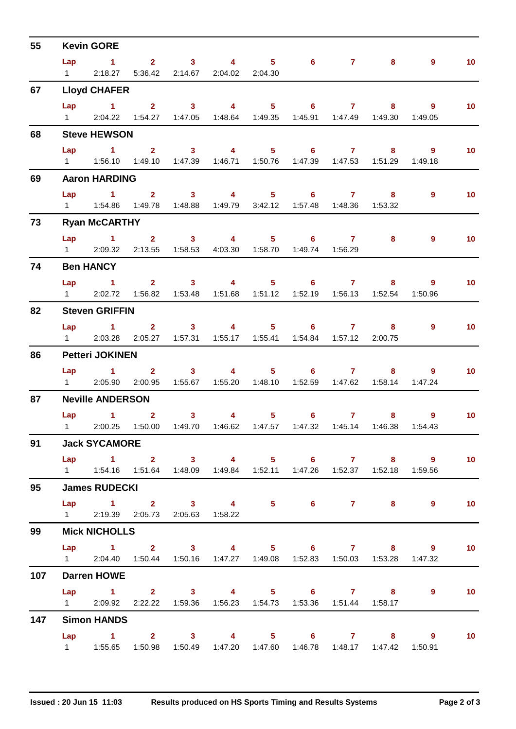## 55 Kevin GORE

| Lap | 1 | 2 | 3 | 4 | 5 | 6 | 7 | 8 | 9 | 10 |
|---|---|---|---|---|---|---|---|---|---|---|
| 1 | 2:18.27 | 5:36.42 | 2:14.67 | 2:04.02 | 2:04.30 | | | | | |

## 67 Lloyd CHAFER

| Lap | 1 | 2 | 3 | 4 | 5 | 6 | 7 | 8 | 9 | 10 |
|---|---|---|---|---|---|---|---|---|---|---|
| 1 | 2:04.22 | 1:54.27 | 1:47.05 | 1:48.64 | 1:49.35 | 1:45.91 | 1:47.49 | 1:49.30 | 1:49.05 | |

## 68 Steve HEWSON

| Lap | 1 | 2 | 3 | 4 | 5 | 6 | 7 | 8 | 9 | 10 |
|---|---|---|---|---|---|---|---|---|---|---|
| 1 | 1:56.10 | 1:49.10 | 1:47.39 | 1:46.71 | 1:50.76 | 1:47.39 | 1:47.53 | 1:51.29 | 1:49.18 | |

## 69 Aaron HARDING

| Lap | 1 | 2 | 3 | 4 | 5 | 6 | 7 | 8 | 9 | 10 |
|---|---|---|---|---|---|---|---|---|---|---|
| 1 | 1:54.86 | 1:49.78 | 1:48.88 | 1:49.79 | 3:42.12 | 1:57.48 | 1:48.36 | 1:53.32 | | |

## 73 Ryan McCARTHY

| Lap | 1 | 2 | 3 | 4 | 5 | 6 | 7 | 8 | 9 | 10 |
|---|---|---|---|---|---|---|---|---|---|---|
| 1 | 2:09.32 | 2:13.55 | 1:58.53 | 4:03.30 | 1:58.70 | 1:49.74 | 1:56.29 | | | |

## 74 Ben HANCY

| Lap | 1 | 2 | 3 | 4 | 5 | 6 | 7 | 8 | 9 | 10 |
|---|---|---|---|---|---|---|---|---|---|---|
| 1 | 2:02.72 | 1:56.82 | 1:53.48 | 1:51.68 | 1:51.12 | 1:52.19 | 1:56.13 | 1:52.54 | 1:50.96 | |

## 82 Steven GRIFFIN

| Lap | 1 | 2 | 3 | 4 | 5 | 6 | 7 | 8 | 9 | 10 |
|---|---|---|---|---|---|---|---|---|---|---|
| 1 | 2:03.28 | 2:05.27 | 1:57.31 | 1:55.17 | 1:55.41 | 1:54.84 | 1:57.12 | 2:00.75 | | |

## 86 Petteri JOKINEN

| Lap | 1 | 2 | 3 | 4 | 5 | 6 | 7 | 8 | 9 | 10 |
|---|---|---|---|---|---|---|---|---|---|---|
| 1 | 2:05.90 | 2:00.95 | 1:55.67 | 1:55.20 | 1:48.10 | 1:52.59 | 1:47.62 | 1:58.14 | 1:47.24 | |

## 87 Neville ANDERSON

| Lap | 1 | 2 | 3 | 4 | 5 | 6 | 7 | 8 | 9 | 10 |
|---|---|---|---|---|---|---|---|---|---|---|
| 1 | 2:00.25 | 1:50.00 | 1:49.70 | 1:46.62 | 1:47.57 | 1:47.32 | 1:45.14 | 1:46.38 | 1:54.43 | |

## 91 Jack SYCAMORE

| Lap | 1 | 2 | 3 | 4 | 5 | 6 | 7 | 8 | 9 | 10 |
|---|---|---|---|---|---|---|---|---|---|---|
| 1 | 1:54.16 | 1:51.64 | 1:48.09 | 1:49.84 | 1:52.11 | 1:47.26 | 1:52.37 | 1:52.18 | 1:59.56 | |

## 95 James RUDECKI

| Lap | 1 | 2 | 3 | 4 | 5 | 6 | 7 | 8 | 9 | 10 |
|---|---|---|---|---|---|---|---|---|---|---|
| 1 | 2:19.39 | 2:05.73 | 2:05.63 | 1:58.22 | | | | | | |

## 99 Mick NICHOLLS

| Lap | 1 | 2 | 3 | 4 | 5 | 6 | 7 | 8 | 9 | 10 |
|---|---|---|---|---|---|---|---|---|---|---|
| 1 | 2:04.40 | 1:50.44 | 1:50.16 | 1:47.27 | 1:49.08 | 1:52.83 | 1:50.03 | 1:53.28 | 1:47.32 | |

## 107 Darren HOWE

| Lap | 1 | 2 | 3 | 4 | 5 | 6 | 7 | 8 | 9 | 10 |
|---|---|---|---|---|---|---|---|---|---|---|
| 1 | 2:09.92 | 2:22.22 | 1:59.36 | 1:56.23 | 1:54.73 | 1:53.36 | 1:51.44 | 1:58.17 | | |

## 147 Simon HANDS

| Lap | 1 | 2 | 3 | 4 | 5 | 6 | 7 | 8 | 9 | 10 |
|---|---|---|---|---|---|---|---|---|---|---|
| 1 | 1:55.65 | 1:50.98 | 1:50.49 | 1:47.20 | 1:47.60 | 1:46.78 | 1:48.17 | 1:47.42 | 1:50.91 | |

**Issued : 20 Jun 15 11:03** **Results produced on HS Sports Timing and Results Systems**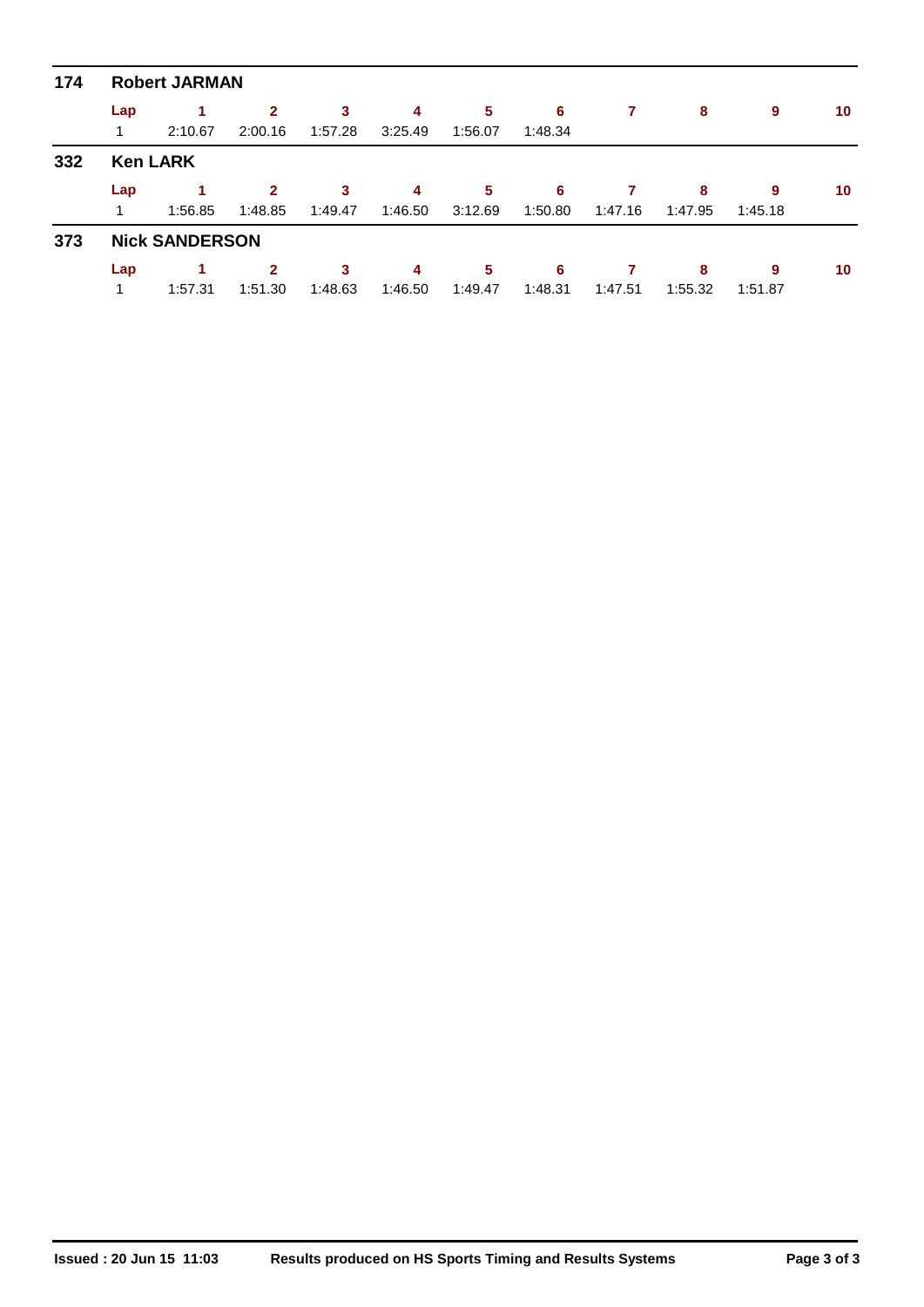## 174 Robert JARMAN

| Lap | 1 | 2 | 3 | 4 | 5 | 6 | 7 | 8 | 9 | 10 |
|---|---|---|---|---|---|---|---|---|---|---|
| 1 | 2:10.67 | 2:00.16 | 1:57.28 | 3:25.49 | 1:56.07 | 1:48.34 | | | | |

## 332 Ken LARK

| Lap | 1 | 2 | 3 | 4 | 5 | 6 | 7 | 8 | 9 | 10 |
|---|---|---|---|---|---|---|---|---|---|---|
| 1 | 1:56.85 | 1:48.85 | 1:49.47 | 1:46.50 | 3:12.69 | 1:50.80 | 1:47.16 | 1:47.95 | 1:45.18 | |

## 373 Nick SANDERSON

| Lap | 1 | 2 | 3 | 4 | 5 | 6 | 7 | 8 | 9 | 10 |
|---|---|---|---|---|---|---|---|---|---|---|
| 1 | 1:57.31 | 1:51.30 | 1:48.63 | 1:46.50 | 1:49.47 | 1:48.31 | 1:47.51 | 1:55.32 | 1:51.87 | |

**Issued : 20 Jun 15 11:03** **Results produced on HS Sports Timing and Results Systems**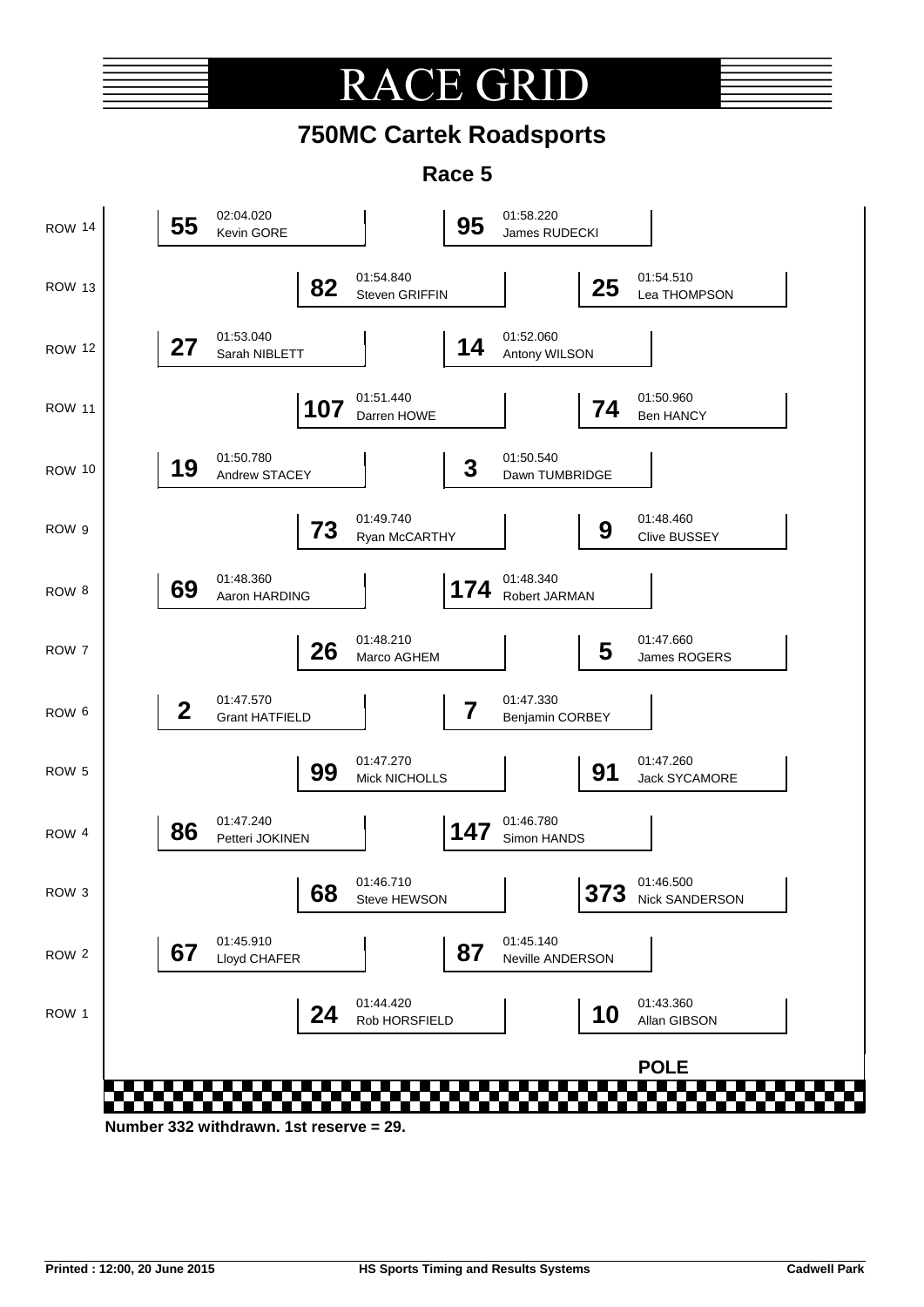# RACE GRID

## 750MC Cartek Roadsports

### Race 5

| Row | Left | | Right | |
|---|---|---|---|---|
| ROW 14 | **55** Kevin GORE | 02:04.020 | **95** James RUDECKI | 01:58.220 |
| ROW 13 | **82** Steven GRIFFIN | 01:54.840 | **25** Lea THOMPSON | 01:54.510 |
| ROW 12 | **27** Sarah NIBLETT | 01:53.040 | **14** Antony WILSON | 01:52.060 |
| ROW 11 | **107** Darren HOWE | 01:51.440 | **74** Ben HANCY | 01:50.960 |
| ROW 10 | **19** Andrew STACEY | 01:50.780 | **3** Dawn TUMBRIDGE | 01:50.540 |
| ROW 9 | **73** Ryan McCARTHY | 01:49.740 | **9** Clive BUSSEY | 01:48.460 |
| ROW 8 | **69** Aaron HARDING | 01:48.360 | **174** Robert JARMAN | 01:48.340 |
| ROW 7 | **26** Marco AGHEM | 01:48.210 | **5** James ROGERS | 01:47.660 |
| ROW 6 | **2** Grant HATFIELD | 01:47.570 | **7** Benjamin CORBEY | 01:47.330 |
| ROW 5 | **99** Mick NICHOLLS | 01:47.270 | **91** Jack SYCAMORE | 01:47.260 |
| ROW 4 | **86** Petteri JOKINEN | 01:47.240 | **147** Simon HANDS | 01:46.780 |
| ROW 3 | **68** Steve HEWSON | 01:46.710 | **373** Nick SANDERSON | 01:46.500 |
| ROW 2 | **67** Lloyd CHAFER | 01:45.910 | **87** Neville ANDERSON | 01:45.140 |
| ROW 1 | **24** Rob HORSFIELD | 01:44.420 | **10** Allan GIBSON (POLE) | 01:43.360 |

**Number 332 withdrawn. 1st reserve = 29.**

**Printed : 12:00, 20 June 2015** | **HS Sports Timing and Results Systems** | **Cadwell Park**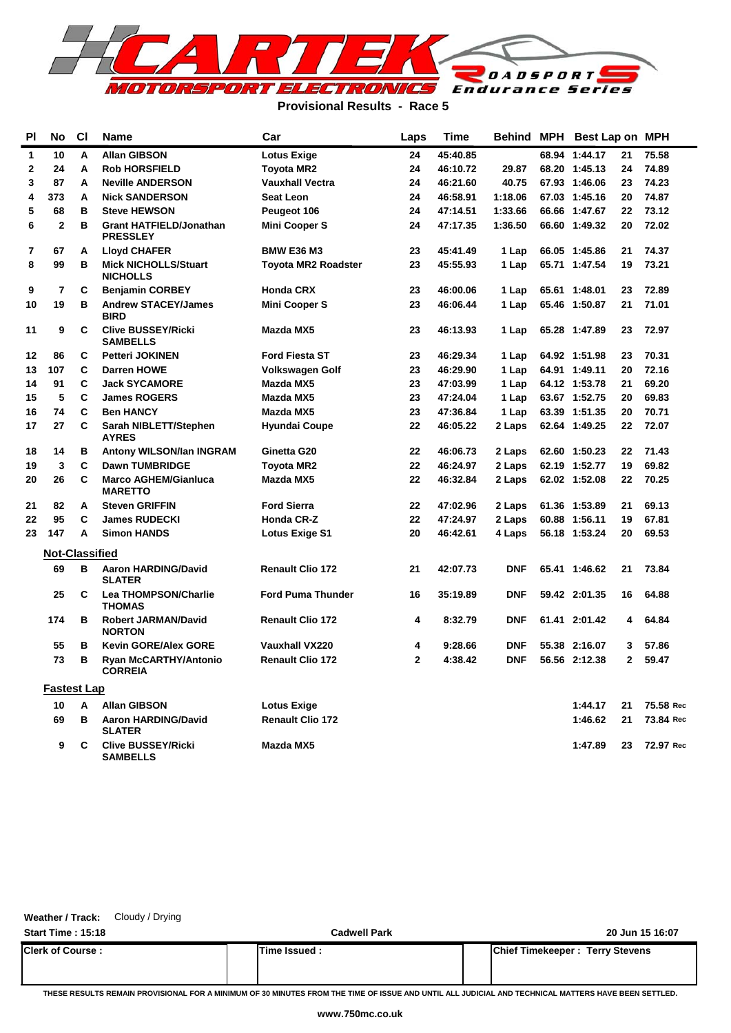# CARTEK MOTORSPORT ELECTRONICS Roadsport Endurance Series

**Provisional Results - Race 5**

| Pl | No | Cl | Name | Car | Laps | Time | Behind | MPH | Best Lap | on | MPH |
|---|---|---|---|---|---|---|---|---|---|---|---|
| 1 | 10 | A | Allan GIBSON | Lotus Exige | 24 | 45:40.85 | | 68.94 | 1:44.17 | 21 | 75.58 |
| 2 | 24 | A | Rob HORSFIELD | Toyota MR2 | 24 | 46:10.72 | 29.87 | 68.20 | 1:45.13 | 24 | 74.89 |
| 3 | 87 | A | Neville ANDERSON | Vauxhall Vectra | 24 | 46:21.60 | 40.75 | 67.93 | 1:46.06 | 23 | 74.23 |
| 4 | 373 | A | Nick SANDERSON | Seat Leon | 24 | 46:58.91 | 1:18.06 | 67.03 | 1:45.16 | 20 | 74.87 |
| 5 | 68 | B | Steve HEWSON | Peugeot 106 | 24 | 47:14.51 | 1:33.66 | 66.66 | 1:47.67 | 22 | 73.12 |
| 6 | 2 | B | Grant HATFIELD/Jonathan PRESSLEY | Mini Cooper S | 24 | 47:17.35 | 1:36.50 | 66.60 | 1:49.32 | 20 | 72.02 |
| 7 | 67 | A | Lloyd CHAFER | BMW E36 M3 | 23 | 45:41.49 | 1 Lap | 66.05 | 1:45.86 | 21 | 74.37 |
| 8 | 99 | B | Mick NICHOLLS/Stuart NICHOLLS | Toyota MR2 Roadster | 23 | 45:55.93 | 1 Lap | 65.71 | 1:47.54 | 19 | 73.21 |
| 9 | 7 | C | Benjamin CORBEY | Honda CRX | 23 | 46:00.06 | 1 Lap | 65.61 | 1:48.01 | 23 | 72.89 |
| 10 | 19 | B | Andrew STACEY/James BIRD | Mini Cooper S | 23 | 46:06.44 | 1 Lap | 65.46 | 1:50.87 | 21 | 71.01 |
| 11 | 9 | C | Clive BUSSEY/Ricki SAMBELLS | Mazda MX5 | 23 | 46:13.93 | 1 Lap | 65.28 | 1:47.89 | 23 | 72.97 |
| 12 | 86 | C | Petteri JOKINEN | Ford Fiesta ST | 23 | 46:29.34 | 1 Lap | 64.92 | 1:51.98 | 23 | 70.31 |
| 13 | 107 | C | Darren HOWE | Volkswagen Golf | 23 | 46:29.90 | 1 Lap | 64.91 | 1:49.11 | 20 | 72.16 |
| 14 | 91 | C | Jack SYCAMORE | Mazda MX5 | 23 | 47:03.99 | 1 Lap | 64.12 | 1:53.78 | 21 | 69.20 |
| 15 | 5 | C | James ROGERS | Mazda MX5 | 23 | 47:24.04 | 1 Lap | 63.67 | 1:52.75 | 20 | 69.83 |
| 16 | 74 | C | Ben HANCY | Mazda MX5 | 23 | 47:36.84 | 1 Lap | 63.39 | 1:51.35 | 20 | 70.71 |
| 17 | 27 | C | Sarah NIBLETT/Stephen AYRES | Hyundai Coupe | 22 | 46:05.22 | 2 Laps | 62.64 | 1:49.25 | 22 | 72.07 |
| 18 | 14 | B | Antony WILSON/Ian INGRAM | Ginetta G20 | 22 | 46:06.73 | 2 Laps | 62.60 | 1:50.23 | 22 | 71.43 |
| 19 | 3 | C | Dawn TUMBRIDGE | Toyota MR2 | 22 | 46:24.97 | 2 Laps | 62.19 | 1:52.77 | 19 | 69.82 |
| 20 | 26 | C | Marco AGHEM/Gianluca MARETTO | Mazda MX5 | 22 | 46:32.84 | 2 Laps | 62.02 | 1:52.08 | 22 | 70.25 |
| 21 | 82 | A | Steven GRIFFIN | Ford Sierra | 22 | 47:02.96 | 2 Laps | 61.36 | 1:53.89 | 21 | 69.13 |
| 22 | 95 | C | James RUDECKI | Honda CR-Z | 22 | 47:24.97 | 2 Laps | 60.88 | 1:56.11 | 19 | 67.81 |
| 23 | 147 | A | Simon HANDS | Lotus Exige S1 | 20 | 46:42.61 | 4 Laps | 56.18 | 1:53.24 | 20 | 69.53 |

**Not-Classified**

| Pl | No | Cl | Name | Car | Laps | Time | Behind | MPH | Best Lap | on | MPH |
|---|---|---|---|---|---|---|---|---|---|---|---|
| | 69 | B | Aaron HARDING/David SLATER | Renault Clio 172 | 21 | 42:07.73 | DNF | 65.41 | 1:46.62 | 21 | 73.84 |
| | 25 | C | Lea THOMPSON/Charlie THOMAS | Ford Puma Thunder | 16 | 35:19.89 | DNF | 59.42 | 2:01.35 | 16 | 64.88 |
| | 174 | B | Robert JARMAN/David NORTON | Renault Clio 172 | 4 | 8:32.79 | DNF | 61.41 | 2:01.42 | 4 | 64.84 |
| | 55 | B | Kevin GORE/Alex GORE | Vauxhall VX220 | 4 | 9:28.66 | DNF | 55.38 | 2:16.07 | 3 | 57.86 |
| | 73 | B | Ryan McCARTHY/Antonio CORREIA | Renault Clio 172 | 2 | 4:38.42 | DNF | 56.56 | 2:12.38 | 2 | 59.47 |

**Fastest Lap**

| No | Cl | Name | Car | Best Lap | on | MPH |
|---|---|---|---|---|---|---|
| 10 | A | Allan GIBSON | Lotus Exige | 1:44.17 | 21 | 75.58 Rec |
| 69 | B | Aaron HARDING/David SLATER | Renault Clio 172 | 1:46.62 | 21 | 73.84 Rec |
| 9 | C | Clive BUSSEY/Ricki SAMBELLS | Mazda MX5 | 1:47.89 | 23 | 72.97 Rec |

**Weather / Track:** Cloudy / Drying

**Start Time : 15:18** — **Cadwell Park** — **20 Jun 15 16:07**

| Clerk of Course : | Time Issued : | Chief Timekeeper : Terry Stevens |
|---|---|---|

THESE RESULTS REMAIN PROVISIONAL FOR A MINIMUM OF 30 MINUTES FROM THE TIME OF ISSUE AND UNTIL ALL JUDICIAL AND TECHNICAL MATTERS HAVE BEEN SETTLED.

www.750mc.co.uk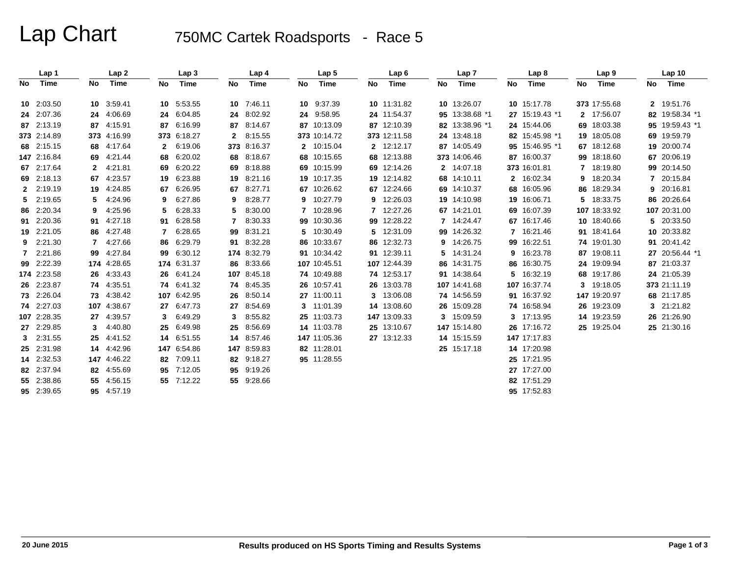# Lap Chart

## 750MC Cartek Roadsports - Race 5

| Lap 1 | | Lap 2 | | Lap 3 | | Lap 4 | | Lap 5 | | Lap 6 | | Lap 7 | | Lap 8 | | Lap 9 | | Lap 10 | |
|---|---|---|---|---|---|---|---|---|---|---|---|---|---|---|---|---|---|---|---|
| No | Time | No | Time | No | Time | No | Time | No | Time | No | Time | No | Time | No | Time | No | Time | No | Time |
| 10 | 2:03.50 | 10 | 3:59.41 | 10 | 5:53.55 | 10 | 7:46.11 | 10 | 9:37.39 | 10 | 11:31.82 | 10 | 13:26.07 | 10 | 15:17.78 | 373 | 17:55.68 | 2 | 19:51.76 |
| 24 | 2:07.36 | 24 | 4:06.69 | 24 | 6:04.85 | 24 | 8:02.92 | 24 | 9:58.95 | 24 | 11:54.37 | 95 | 13:38.68 *1 | 27 | 15:19.43 *1 | 2 | 17:56.07 | 82 | 19:58.34 *1 |
| 87 | 2:13.19 | 87 | 4:15.91 | 87 | 6:16.99 | 87 | 8:14.67 | 87 | 10:13.09 | 87 | 12:10.39 | 82 | 13:38.96 *1 | 24 | 15:44.06 | 69 | 18:03.38 | 95 | 19:59.43 *1 |
| 373 | 2:14.89 | 373 | 4:16.99 | 373 | 6:18.27 | 2 | 8:15.55 | 373 | 10:14.72 | 373 | 12:11.58 | 24 | 13:48.18 | 82 | 15:45.98 *1 | 19 | 18:05.08 | 69 | 19:59.79 |
| 68 | 2:15.15 | 68 | 4:17.64 | 2 | 6:19.06 | 373 | 8:16.37 | 2 | 10:15.04 | 2 | 12:12.17 | 87 | 14:05.49 | 95 | 15:46.95 *1 | 67 | 18:12.68 | 19 | 20:00.74 |
| 147 | 2:16.84 | 69 | 4:21.44 | 68 | 6:20.02 | 68 | 8:18.67 | 68 | 10:15.65 | 68 | 12:13.88 | 373 | 14:06.46 | 87 | 16:00.37 | 99 | 18:18.60 | 67 | 20:06.19 |
| 67 | 2:17.64 | 2 | 4:21.81 | 69 | 6:20.22 | 69 | 8:18.88 | 69 | 10:15.99 | 69 | 12:14.26 | 2 | 14:07.18 | 373 | 16:01.81 | 7 | 18:19.80 | 99 | 20:14.50 |
| 69 | 2:18.13 | 67 | 4:23.57 | 19 | 6:23.88 | 19 | 8:21.16 | 19 | 10:17.35 | 19 | 12:14.82 | 68 | 14:10.11 | 2 | 16:02.34 | 9 | 18:20.34 | 7 | 20:15.84 |
| 2 | 2:19.19 | 19 | 4:24.85 | 67 | 6:26.95 | 67 | 8:27.71 | 67 | 10:26.62 | 67 | 12:24.66 | 69 | 14:10.37 | 68 | 16:05.96 | 86 | 18:29.34 | 9 | 20:16.81 |
| 5 | 2:19.65 | 5 | 4:24.96 | 9 | 6:27.86 | 9 | 8:28.77 | 9 | 10:27.79 | 9 | 12:26.03 | 19 | 14:10.98 | 19 | 16:06.71 | 5 | 18:33.75 | 86 | 20:26.64 |
| 86 | 2:20.34 | 9 | 4:25.96 | 5 | 6:28.33 | 5 | 8:30.00 | 7 | 10:28.96 | 7 | 12:27.26 | 67 | 14:21.01 | 69 | 16:07.39 | 107 | 18:33.92 | 107 | 20:31.00 |
| 91 | 2:20.36 | 91 | 4:27.18 | 91 | 6:28.58 | 7 | 8:30.33 | 99 | 10:30.36 | 99 | 12:28.22 | 7 | 14:24.47 | 67 | 16:17.46 | 10 | 18:40.66 | 5 | 20:33.50 |
| 19 | 2:21.05 | 86 | 4:27.48 | 7 | 6:28.65 | 99 | 8:31.21 | 5 | 10:30.49 | 5 | 12:31.09 | 99 | 14:26.32 | 7 | 16:21.46 | 91 | 18:41.64 | 10 | 20:33.82 |
| 9 | 2:21.30 | 7 | 4:27.66 | 86 | 6:29.79 | 91 | 8:32.28 | 86 | 10:33.67 | 86 | 12:32.73 | 9 | 14:26.75 | 99 | 16:22.51 | 74 | 19:01.30 | 91 | 20:41.42 |
| 7 | 2:21.86 | 99 | 4:27.84 | 99 | 6:30.12 | 174 | 8:32.79 | 91 | 10:34.42 | 91 | 12:39.11 | 5 | 14:31.24 | 9 | 16:23.78 | 87 | 19:08.11 | 27 | 20:56.44 *1 |
| 99 | 2:22.39 | 174 | 4:28.65 | 174 | 6:31.37 | 86 | 8:33.66 | 107 | 10:45.51 | 107 | 12:44.39 | 86 | 14:31.75 | 86 | 16:30.75 | 24 | 19:09.94 | 87 | 21:03.37 |
| 174 | 2:23.58 | 26 | 4:33.43 | 26 | 6:41.24 | 107 | 8:45.18 | 74 | 10:49.88 | 74 | 12:53.17 | 91 | 14:38.64 | 5 | 16:32.19 | 68 | 19:17.86 | 24 | 21:05.39 |
| 26 | 2:23.87 | 74 | 4:35.51 | 74 | 6:41.32 | 74 | 8:45.35 | 26 | 10:57.41 | 26 | 13:03.78 | 107 | 14:41.68 | 107 | 16:37.74 | 3 | 19:18.05 | 373 | 21:11.19 |
| 73 | 2:26.04 | 73 | 4:38.42 | 107 | 6:42.95 | 26 | 8:50.14 | 27 | 11:00.11 | 3 | 13:06.08 | 74 | 14:56.59 | 91 | 16:37.92 | 147 | 19:20.97 | 68 | 21:17.85 |
| 74 | 2:27.03 | 107 | 4:38.67 | 27 | 6:47.73 | 27 | 8:54.69 | 3 | 11:01.39 | 14 | 13:08.60 | 26 | 15:09.28 | 74 | 16:58.94 | 26 | 19:23.09 | 3 | 21:21.82 |
| 107 | 2:28.35 | 27 | 4:39.57 | 3 | 6:49.29 | 3 | 8:55.82 | 25 | 11:03.73 | 147 | 13:09.33 | 3 | 15:09.59 | 3 | 17:13.95 | 14 | 19:23.59 | 26 | 21:26.90 |
| 27 | 2:29.85 | 3 | 4:40.80 | 25 | 6:49.98 | 25 | 8:56.69 | 14 | 11:03.78 | 25 | 13:10.67 | 147 | 15:14.80 | 26 | 17:16.72 | 25 | 19:25.04 | 25 | 21:30.16 |
| 3 | 2:31.55 | 25 | 4:41.52 | 14 | 6:51.55 | 14 | 8:57.46 | 147 | 11:05.36 | 27 | 13:12.33 | 14 | 15:15.59 | 147 | 17:17.83 | | | | |
| 25 | 2:31.98 | 14 | 4:42.96 | 147 | 6:54.86 | 147 | 8:59.83 | 82 | 11:28.01 | | | 25 | 15:17.18 | 14 | 17:20.98 | | | | |
| 14 | 2:32.53 | 147 | 4:46.22 | 82 | 7:09.11 | 82 | 9:18.27 | 95 | 11:28.55 | | | | | 25 | 17:21.95 | | | | |
| 82 | 2:37.94 | 82 | 4:55.69 | 95 | 7:12.05 | 95 | 9:19.26 | | | | | | | 27 | 17:27.00 | | | | |
| 55 | 2:38.86 | 55 | 4:56.15 | 55 | 7:12.22 | 55 | 9:28.66 | | | | | | | 82 | 17:51.29 | | | | |
| 95 | 2:39.65 | 95 | 4:57.19 | | | | | | | | | | | 95 | 17:52.83 | | | | |

20 June 2015

Results produced on HS Sports Timing and Results Systems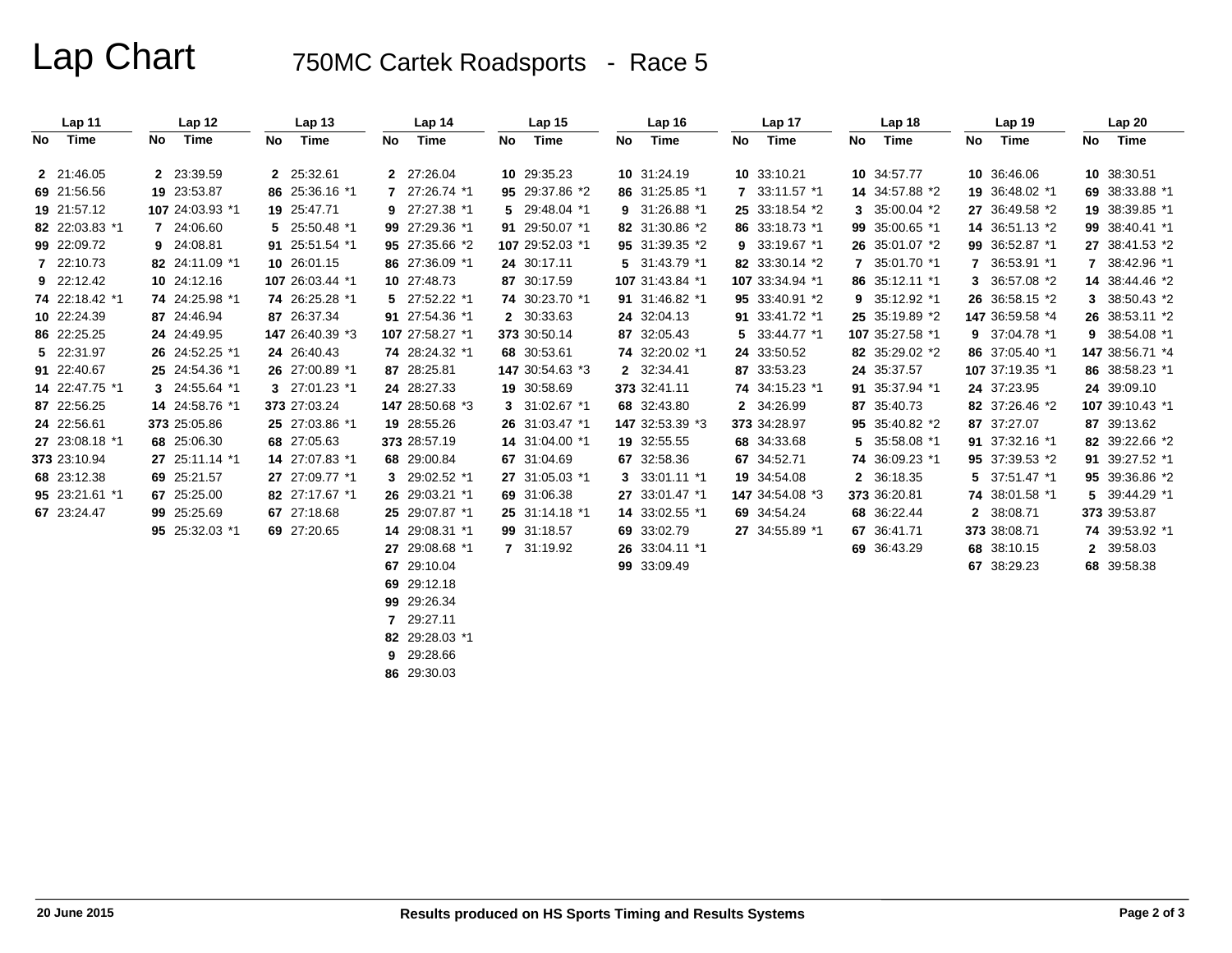# Lap Chart

## 750MC Cartek Roadsports - Race 5

| Lap 11 | | Lap 12 | | Lap 13 | | Lap 14 | | Lap 15 | | Lap 16 | | Lap 17 | | Lap 18 | | Lap 19 | | Lap 20 | |
|---|---|---|---|---|---|---|---|---|---|---|---|---|---|---|---|---|---|---|---|
| No | Time | No | Time | No | Time | No | Time | No | Time | No | Time | No | Time | No | Time | No | Time | No | Time |
| 2 | 21:46.05 | 2 | 23:39.59 | 2 | 25:32.61 | 2 | 27:26.04 | 10 | 29:35.23 | 10 | 31:24.19 | 10 | 33:10.21 | 10 | 34:57.77 | 10 | 36:46.06 | 10 | 38:30.51 |
| 69 | 21:56.56 | 19 | 23:53.87 | 86 | 25:36.16 *1 | 7 | 27:26.74 *1 | 95 | 29:37.86 *2 | 86 | 31:25.85 *1 | 7 | 33:11.57 *1 | 14 | 34:57.88 *2 | 19 | 36:48.02 *1 | 69 | 38:33.88 *1 |
| 19 | 21:57.12 | 107 | 24:03.93 *1 | 19 | 25:47.71 | 9 | 27:27.38 *1 | 5 | 29:48.04 *1 | 9 | 31:26.88 *1 | 25 | 33:18.54 *2 | 3 | 35:00.04 *2 | 27 | 36:49.58 *2 | 19 | 38:39.85 *1 |
| 82 | 22:03.83 *1 | 7 | 24:06.60 | 5 | 25:50.48 *1 | 99 | 27:29.36 *1 | 91 | 29:50.07 *1 | 82 | 31:30.86 *2 | 86 | 33:18.73 *1 | 99 | 35:00.65 *1 | 14 | 36:51.13 *2 | 99 | 38:40.41 *1 |
| 99 | 22:09.72 | 9 | 24:08.81 | 91 | 25:51.54 *1 | 95 | 27:35.66 *2 | 107 | 29:52.03 *1 | 95 | 31:39.35 *2 | 9 | 33:19.67 *1 | 26 | 35:01.07 *2 | 99 | 36:52.87 *1 | 27 | 38:41.53 *2 |
| 7 | 22:10.73 | 82 | 24:11.09 *1 | 10 | 26:01.15 | 86 | 27:36.09 *1 | 24 | 30:17.11 | 5 | 31:43.79 *1 | 82 | 33:30.14 *2 | 7 | 35:01.70 *1 | 7 | 36:53.91 *1 | 7 | 38:42.96 *1 |
| 9 | 22:12.42 | 10 | 24:12.16 | 107 | 26:03.44 *1 | 10 | 27:48.73 | 87 | 30:17.59 | 107 | 31:43.84 *1 | 107 | 33:34.94 *1 | 86 | 35:12.11 *1 | 3 | 36:57.08 *2 | 14 | 38:44.46 *2 |
| 74 | 22:18.42 *1 | 74 | 24:25.98 *1 | 74 | 26:25.28 *1 | 5 | 27:52.22 *1 | 74 | 30:23.70 *1 | 91 | 31:46.82 *1 | 95 | 33:40.91 *2 | 9 | 35:12.92 *1 | 26 | 36:58.15 *2 | 3 | 38:50.43 *2 |
| 10 | 22:24.39 | 87 | 24:46.94 | 87 | 26:37.34 | 91 | 27:54.36 *1 | 2 | 30:33.63 | 24 | 32:04.13 | 91 | 33:41.72 *1 | 25 | 35:19.89 *2 | 147 | 36:59.58 *4 | 26 | 38:53.11 *2 |
| 86 | 22:25.25 | 24 | 24:49.95 | 147 | 26:40.39 *3 | 107 | 27:58.27 *1 | 373 | 30:50.14 | 87 | 32:05.43 | 5 | 33:44.77 *1 | 107 | 35:27.58 *1 | 9 | 37:04.78 *1 | 9 | 38:54.08 *1 |
| 5 | 22:31.97 | 26 | 24:52.25 *1 | 24 | 26:40.43 | 74 | 28:24.32 *1 | 68 | 30:53.61 | 74 | 32:20.02 *1 | 24 | 33:50.52 | 82 | 35:29.02 *2 | 86 | 37:05.40 *1 | 147 | 38:56.71 *4 |
| 91 | 22:40.67 | 25 | 24:54.36 *1 | 26 | 27:00.89 *1 | 87 | 28:25.81 | 147 | 30:54.63 *3 | 2 | 32:34.41 | 87 | 33:53.23 | 24 | 35:37.57 | 107 | 37:19.35 *1 | 86 | 38:58.23 *1 |
| 14 | 22:47.75 *1 | 3 | 24:55.64 *1 | 3 | 27:01.23 *1 | 24 | 28:27.33 | 19 | 30:58.69 | 373 | 32:41.11 | 74 | 34:15.23 *1 | 91 | 35:37.94 *1 | 24 | 37:23.95 | 24 | 39:09.10 |
| 87 | 22:56.25 | 14 | 24:58.76 *1 | 373 | 27:03.24 | 147 | 28:50.68 *3 | 3 | 31:02.67 *1 | 68 | 32:43.80 | 2 | 34:26.99 | 87 | 35:40.73 | 82 | 37:26.46 *2 | 107 | 39:10.43 *1 |
| 24 | 22:56.61 | 373 | 25:05.86 | 25 | 27:03.86 *1 | 19 | 28:55.26 | 26 | 31:03.47 *1 | 147 | 32:53.39 *3 | 373 | 34:28.97 | 95 | 35:40.82 *2 | 87 | 37:27.07 | 87 | 39:13.62 |
| 27 | 23:08.18 *1 | 68 | 25:06.30 | 68 | 27:05.63 | 373 | 28:57.19 | 14 | 31:04.00 *1 | 19 | 32:55.55 | 68 | 34:33.68 | 5 | 35:58.08 *1 | 91 | 37:32.16 *1 | 82 | 39:22.66 *2 |
| 373 | 23:10.94 | 27 | 25:11.14 *1 | 14 | 27:07.83 *1 | 68 | 29:00.84 | 67 | 31:04.69 | 67 | 32:58.36 | 67 | 34:52.71 | 74 | 36:09.23 *1 | 95 | 37:39.53 *2 | 91 | 39:27.52 *1 |
| 68 | 23:12.38 | 69 | 25:21.57 | 27 | 27:09.77 *1 | 3 | 29:02.52 *1 | 27 | 31:05.03 *1 | 3 | 33:01.11 *1 | 19 | 34:54.08 | 2 | 36:18.35 | 5 | 37:51.47 *1 | 95 | 39:36.86 *2 |
| 95 | 23:21.61 *1 | 67 | 25:25.00 | 82 | 27:17.67 *1 | 26 | 29:03.21 *1 | 69 | 31:06.38 | 27 | 33:01.47 *1 | 147 | 34:54.08 *3 | 373 | 36:20.81 | 74 | 38:01.58 *1 | 5 | 39:44.29 *1 |
| 67 | 23:24.47 | 99 | 25:25.69 | 67 | 27:18.68 | 25 | 29:07.87 *1 | 25 | 31:14.18 *1 | 14 | 33:02.55 *1 | 69 | 34:54.24 | 68 | 36:22.44 | 2 | 38:08.71 | 373 | 39:53.87 |
| | | 95 | 25:32.03 *1 | 69 | 27:20.65 | 14 | 29:08.31 *1 | 99 | 31:18.57 | 69 | 33:02.79 | 27 | 34:55.89 *1 | 67 | 36:41.71 | 373 | 38:08.71 | 74 | 39:53.92 *1 |
| | | | | | | 27 | 29:08.68 *1 | 7 | 31:19.92 | 26 | 33:04.11 *1 | | | 69 | 36:43.29 | 68 | 38:10.15 | 2 | 39:58.03 |
| | | | | | | 67 | 29:10.04 | | | 99 | 33:09.49 | | | | | 67 | 38:29.23 | 68 | 39:58.38 |
| | | | | | | 69 | 29:12.18 | | | | | | | | | | | | |
| | | | | | | 99 | 29:26.34 | | | | | | | | | | | | |
| | | | | | | 7 | 29:27.11 | | | | | | | | | | | | |
| | | | | | | 82 | 29:28.03 *1 | | | | | | | | | | | | |
| | | | | | | 9 | 29:28.66 | | | | | | | | | | | | |
| | | | | | | 86 | 29:30.03 | | | | | | | | | | | | |

20 June 2015

Results produced on HS Sports Timing and Results Systems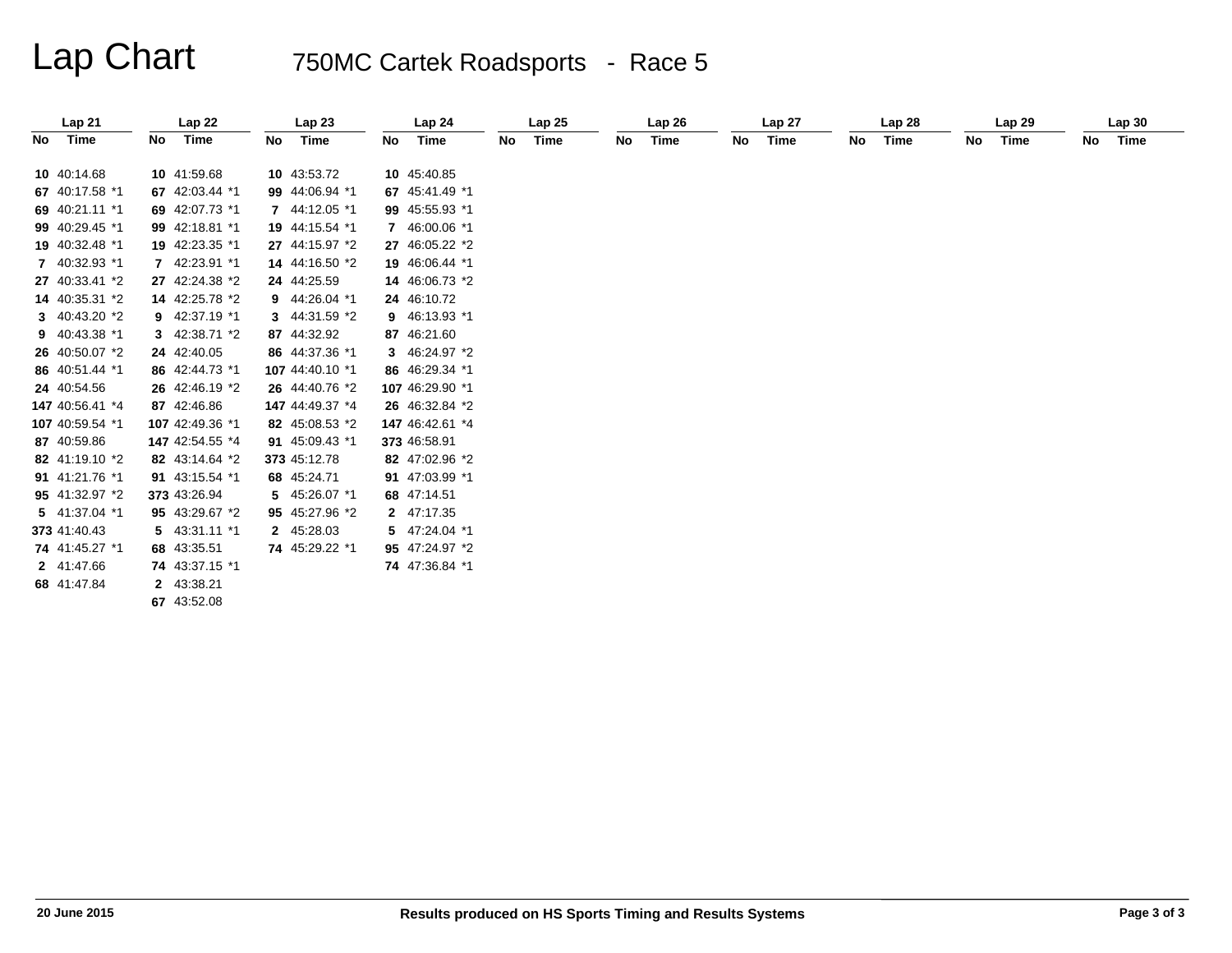# Lap Chart

## 750MC Cartek Roadsports - Race 5

| Lap 21 | | Lap 22 | | Lap 23 | | Lap 24 | | Lap 25 | | Lap 26 | | Lap 27 | | Lap 28 | | Lap 29 | | Lap 30 | |
|---|---|---|---|---|---|---|---|---|---|---|---|---|---|---|---|---|---|---|---|
| No | Time | No | Time | No | Time | No | Time | No | Time | No | Time | No | Time | No | Time | No | Time | No | Time |
| 10 | 40:14.68 | 10 | 41:59.68 | 10 | 43:53.72 | 10 | 45:40.85 | | | | | | | | | | | | |
| 67 | 40:17.58 *1 | 67 | 42:03.44 *1 | 99 | 44:06.94 *1 | 67 | 45:41.49 *1 | | | | | | | | | | | | |
| 69 | 40:21.11 *1 | 69 | 42:07.73 *1 | 7 | 44:12.05 *1 | 99 | 45:55.93 *1 | | | | | | | | | | | | |
| 99 | 40:29.45 *1 | 99 | 42:18.81 *1 | 19 | 44:15.54 *1 | 7 | 46:00.06 *1 | | | | | | | | | | | | |
| 19 | 40:32.48 *1 | 19 | 42:23.35 *1 | 27 | 44:15.97 *2 | 27 | 46:05.22 *2 | | | | | | | | | | | | |
| 7 | 40:32.93 *1 | 7 | 42:23.91 *1 | 14 | 44:16.50 *2 | 19 | 46:06.44 *1 | | | | | | | | | | | | |
| 27 | 40:33.41 *2 | 27 | 42:24.38 *2 | 24 | 44:25.59 | 14 | 46:06.73 *2 | | | | | | | | | | | | |
| 14 | 40:35.31 *2 | 14 | 42:25.78 *2 | 9 | 44:26.04 *1 | 24 | 46:10.72 | | | | | | | | | | | | |
| 3 | 40:43.20 *2 | 9 | 42:37.19 *1 | 3 | 44:31.59 *2 | 9 | 46:13.93 *1 | | | | | | | | | | | | |
| 9 | 40:43.38 *1 | 3 | 42:38.71 *2 | 87 | 44:32.92 | 87 | 46:21.60 | | | | | | | | | | | | |
| 26 | 40:50.07 *2 | 24 | 42:40.05 | 86 | 44:37.36 *1 | 3 | 46:24.97 *2 | | | | | | | | | | | | |
| 86 | 40:51.44 *1 | 86 | 42:44.73 *1 | 107 | 44:40.10 *1 | 86 | 46:29.34 *1 | | | | | | | | | | | | |
| 24 | 40:54.56 | 26 | 42:46.19 *2 | 26 | 44:40.76 *2 | 107 | 46:29.90 *1 | | | | | | | | | | | | |
| 147 | 40:56.41 *4 | 87 | 42:46.86 | 147 | 44:49.37 *4 | 26 | 46:32.84 *2 | | | | | | | | | | | | |
| 107 | 40:59.54 *1 | 107 | 42:49.36 *1 | 82 | 45:08.53 *2 | 147 | 46:42.61 *4 | | | | | | | | | | | | |
| 87 | 40:59.86 | 147 | 42:54.55 *4 | 91 | 45:09.43 *1 | 373 | 46:58.91 | | | | | | | | | | | | |
| 82 | 41:19.10 *2 | 82 | 43:14.64 *2 | 373 | 45:12.78 | 82 | 47:02.96 *2 | | | | | | | | | | | | |
| 91 | 41:21.76 *1 | 91 | 43:15.54 *1 | 68 | 45:24.71 | 91 | 47:03.99 *1 | | | | | | | | | | | | |
| 95 | 41:32.97 *2 | 373 | 43:26.94 | 5 | 45:26.07 *1 | 68 | 47:14.51 | | | | | | | | | | | | |
| 5 | 41:37.04 *1 | 95 | 43:29.67 *2 | 95 | 45:27.96 *2 | 2 | 47:17.35 | | | | | | | | | | | | |
| 373 | 41:40.43 | 5 | 43:31.11 *1 | 2 | 45:28.03 | 5 | 47:24.04 *1 | | | | | | | | | | | | |
| 74 | 41:45.27 *1 | 68 | 43:35.51 | 74 | 45:29.22 *1 | 95 | 47:24.97 *2 | | | | | | | | | | | | |
| 2 | 41:47.66 | 74 | 43:37.15 *1 | | | 74 | 47:36.84 *1 | | | | | | | | | | | | |
| 68 | 41:47.84 | 2 | 43:38.21 | | | | | | | | | | | | | | | | |
| | | 67 | 43:52.08 | | | | | | | | | | | | | | | | |

20 June 2015

Results produced on HS Sports Timing and Results Systems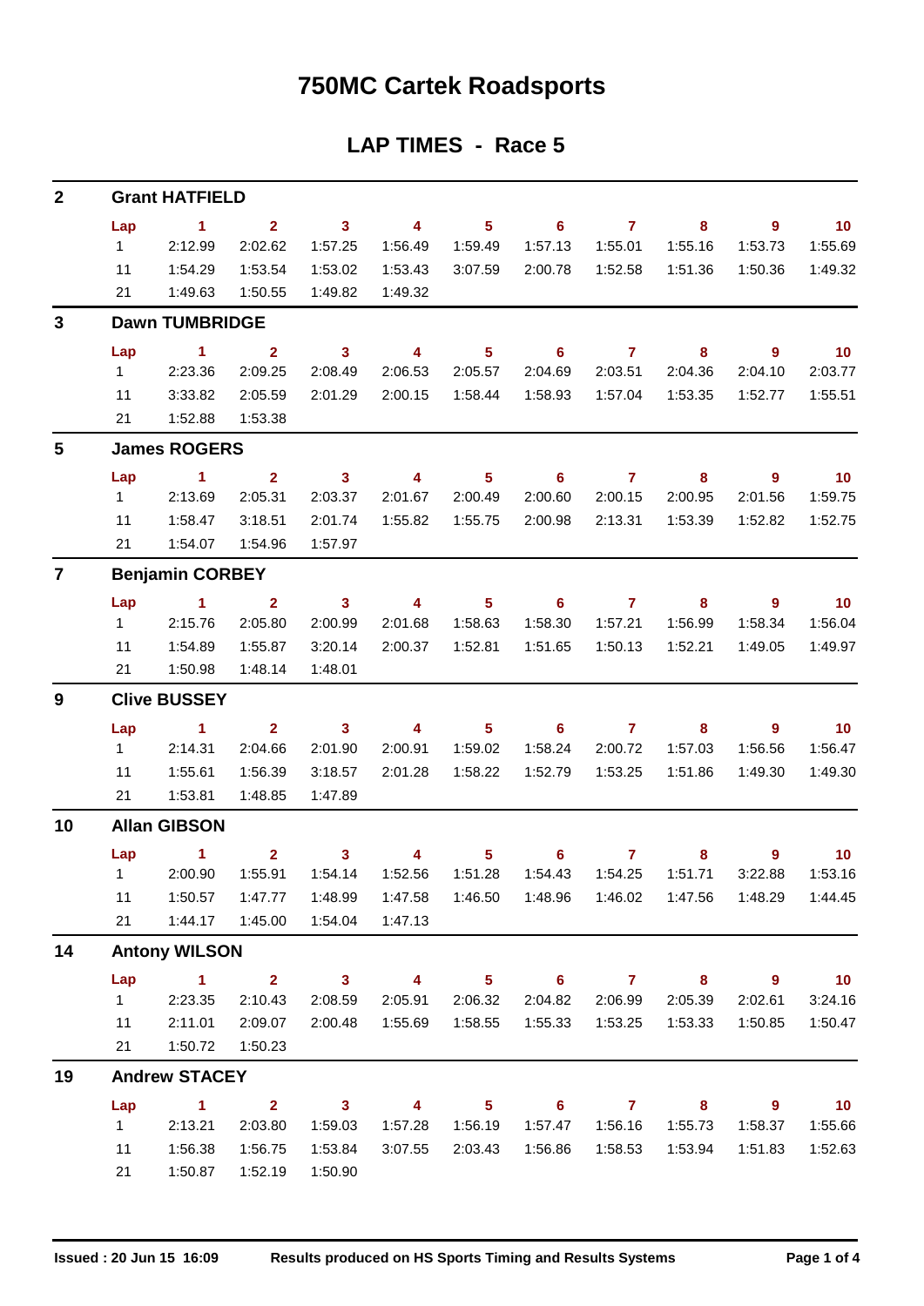# 750MC Cartek Roadsports

## LAP TIMES - Race 5

### 2 Grant HATFIELD

| Lap | 1 | 2 | 3 | 4 | 5 | 6 | 7 | 8 | 9 | 10 |
|---|---|---|---|---|---|---|---|---|---|---|
| 1 | 2:12.99 | 2:02.62 | 1:57.25 | 1:56.49 | 1:59.49 | 1:57.13 | 1:55.01 | 1:55.16 | 1:53.73 | 1:55.69 |
| 11 | 1:54.29 | 1:53.54 | 1:53.02 | 1:53.43 | 3:07.59 | 2:00.78 | 1:52.58 | 1:51.36 | 1:50.36 | 1:49.32 |
| 21 | 1:49.63 | 1:50.55 | 1:49.82 | 1:49.32 | | | | | | |

### 3 Dawn TUMBRIDGE

| Lap | 1 | 2 | 3 | 4 | 5 | 6 | 7 | 8 | 9 | 10 |
|---|---|---|---|---|---|---|---|---|---|---|
| 1 | 2:23.36 | 2:09.25 | 2:08.49 | 2:06.53 | 2:05.57 | 2:04.69 | 2:03.51 | 2:04.36 | 2:04.10 | 2:03.77 |
| 11 | 3:33.82 | 2:05.59 | 2:01.29 | 2:00.15 | 1:58.44 | 1:58.93 | 1:57.04 | 1:53.35 | 1:52.77 | 1:55.51 |
| 21 | 1:52.88 | 1:53.38 | | | | | | | | |

### 5 James ROGERS

| Lap | 1 | 2 | 3 | 4 | 5 | 6 | 7 | 8 | 9 | 10 |
|---|---|---|---|---|---|---|---|---|---|---|
| 1 | 2:13.69 | 2:05.31 | 2:03.37 | 2:01.67 | 2:00.49 | 2:00.60 | 2:00.15 | 2:00.95 | 2:01.56 | 1:59.75 |
| 11 | 1:58.47 | 3:18.51 | 2:01.74 | 1:55.82 | 1:55.75 | 2:00.98 | 2:13.31 | 1:53.39 | 1:52.82 | 1:52.75 |
| 21 | 1:54.07 | 1:54.96 | 1:57.97 | | | | | | | |

### 7 Benjamin CORBEY

| Lap | 1 | 2 | 3 | 4 | 5 | 6 | 7 | 8 | 9 | 10 |
|---|---|---|---|---|---|---|---|---|---|---|
| 1 | 2:15.76 | 2:05.80 | 2:00.99 | 2:01.68 | 1:58.63 | 1:58.30 | 1:57.21 | 1:56.99 | 1:58.34 | 1:56.04 |
| 11 | 1:54.89 | 1:55.87 | 3:20.14 | 2:00.37 | 1:52.81 | 1:51.65 | 1:50.13 | 1:52.21 | 1:49.05 | 1:49.97 |
| 21 | 1:50.98 | 1:48.14 | 1:48.01 | | | | | | | |

### 9 Clive BUSSEY

| Lap | 1 | 2 | 3 | 4 | 5 | 6 | 7 | 8 | 9 | 10 |
|---|---|---|---|---|---|---|---|---|---|---|
| 1 | 2:14.31 | 2:04.66 | 2:01.90 | 2:00.91 | 1:59.02 | 1:58.24 | 2:00.72 | 1:57.03 | 1:56.56 | 1:56.47 |
| 11 | 1:55.61 | 1:56.39 | 3:18.57 | 2:01.28 | 1:58.22 | 1:52.79 | 1:53.25 | 1:51.86 | 1:49.30 | 1:49.30 |
| 21 | 1:53.81 | 1:48.85 | 1:47.89 | | | | | | | |

### 10 Allan GIBSON

| Lap | 1 | 2 | 3 | 4 | 5 | 6 | 7 | 8 | 9 | 10 |
|---|---|---|---|---|---|---|---|---|---|---|
| 1 | 2:00.90 | 1:55.91 | 1:54.14 | 1:52.56 | 1:51.28 | 1:54.43 | 1:54.25 | 1:51.71 | 3:22.88 | 1:53.16 |
| 11 | 1:50.57 | 1:47.77 | 1:48.99 | 1:47.58 | 1:46.50 | 1:48.96 | 1:46.02 | 1:47.56 | 1:48.29 | 1:44.45 |
| 21 | 1:44.17 | 1:45.00 | 1:54.04 | 1:47.13 | | | | | | |

### 14 Antony WILSON

| Lap | 1 | 2 | 3 | 4 | 5 | 6 | 7 | 8 | 9 | 10 |
|---|---|---|---|---|---|---|---|---|---|---|
| 1 | 2:23.35 | 2:10.43 | 2:08.59 | 2:05.91 | 2:06.32 | 2:04.82 | 2:06.99 | 2:05.39 | 2:02.61 | 3:24.16 |
| 11 | 2:11.01 | 2:09.07 | 2:00.48 | 1:55.69 | 1:58.55 | 1:55.33 | 1:53.25 | 1:53.33 | 1:50.85 | 1:50.47 |
| 21 | 1:50.72 | 1:50.23 | | | | | | | | |

### 19 Andrew STACEY

| Lap | 1 | 2 | 3 | 4 | 5 | 6 | 7 | 8 | 9 | 10 |
|---|---|---|---|---|---|---|---|---|---|---|
| 1 | 2:13.21 | 2:03.80 | 1:59.03 | 1:57.28 | 1:56.19 | 1:57.47 | 1:56.16 | 1:55.73 | 1:58.37 | 1:55.66 |
| 11 | 1:56.38 | 1:56.75 | 1:53.84 | 3:07.55 | 2:03.43 | 1:56.86 | 1:58.53 | 1:53.94 | 1:51.83 | 1:52.63 |
| 21 | 1:50.87 | 1:52.19 | 1:50.90 | | | | | | | |

Issued : 20 Jun 15 16:09 Results produced on HS Sports Timing and Results Systems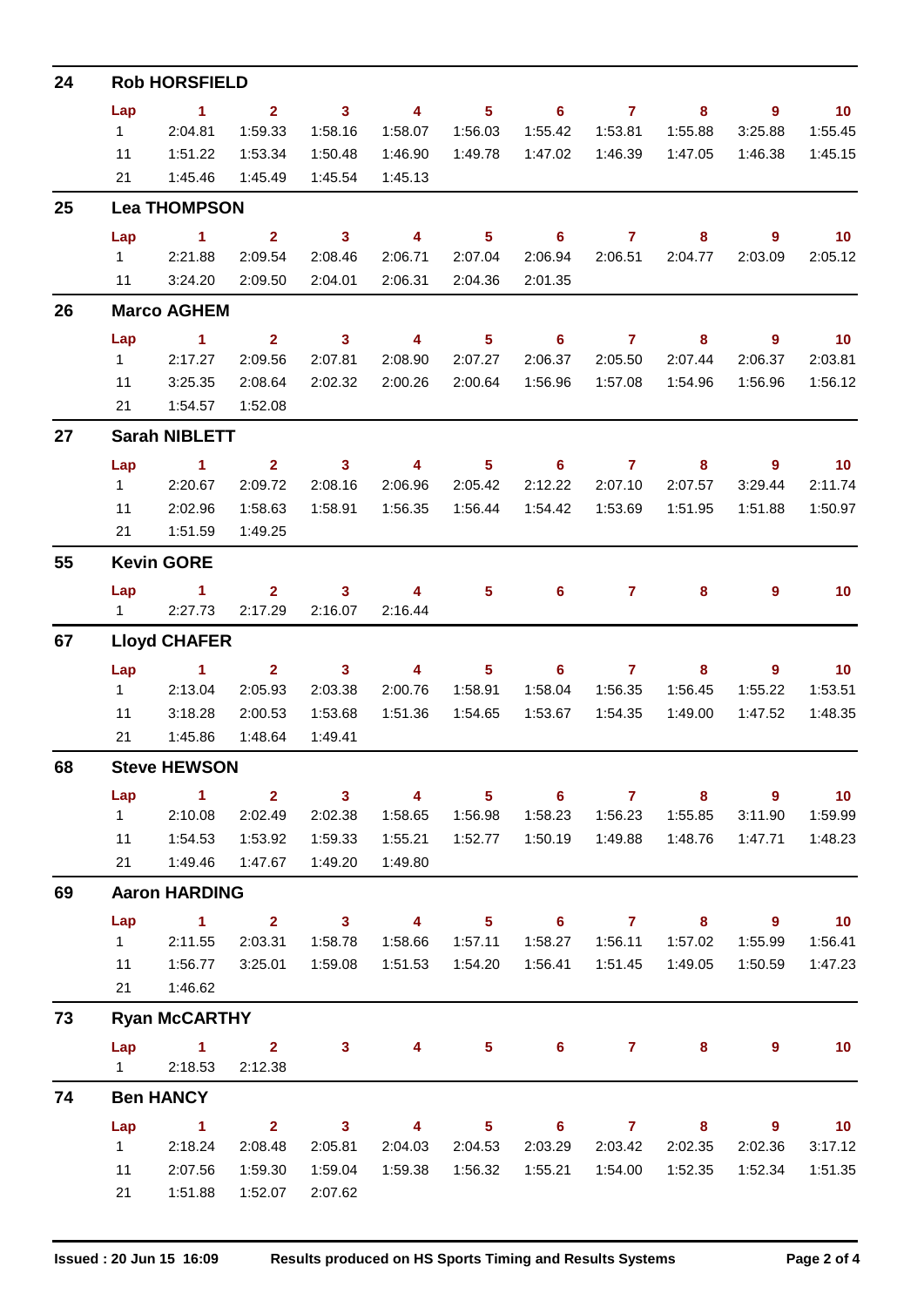## 24 Rob HORSFIELD

| Lap | 1 | 2 | 3 | 4 | 5 | 6 | 7 | 8 | 9 | 10 |
|---|---|---|---|---|---|---|---|---|---|---|
| 1 | 2:04.81 | 1:59.33 | 1:58.16 | 1:58.07 | 1:56.03 | 1:55.42 | 1:53.81 | 1:55.88 | 3:25.88 | 1:55.45 |
| 11 | 1:51.22 | 1:53.34 | 1:50.48 | 1:46.90 | 1:49.78 | 1:47.02 | 1:46.39 | 1:47.05 | 1:46.38 | 1:45.15 |
| 21 | 1:45.46 | 1:45.49 | 1:45.54 | 1:45.13 | | | | | | |

## 25 Lea THOMPSON

| Lap | 1 | 2 | 3 | 4 | 5 | 6 | 7 | 8 | 9 | 10 |
|---|---|---|---|---|---|---|---|---|---|---|
| 1 | 2:21.88 | 2:09.54 | 2:08.46 | 2:06.71 | 2:07.04 | 2:06.94 | 2:06.51 | 2:04.77 | 2:03.09 | 2:05.12 |
| 11 | 3:24.20 | 2:09.50 | 2:04.01 | 2:06.31 | 2:04.36 | 2:01.35 | | | | |

## 26 Marco AGHEM

| Lap | 1 | 2 | 3 | 4 | 5 | 6 | 7 | 8 | 9 | 10 |
|---|---|---|---|---|---|---|---|---|---|---|
| 1 | 2:17.27 | 2:09.56 | 2:07.81 | 2:08.90 | 2:07.27 | 2:06.37 | 2:05.50 | 2:07.44 | 2:06.37 | 2:03.81 |
| 11 | 3:25.35 | 2:08.64 | 2:02.32 | 2:00.26 | 2:00.64 | 1:56.96 | 1:57.08 | 1:54.96 | 1:56.96 | 1:56.12 |
| 21 | 1:54.57 | 1:52.08 | | | | | | | | |

## 27 Sarah NIBLETT

| Lap | 1 | 2 | 3 | 4 | 5 | 6 | 7 | 8 | 9 | 10 |
|---|---|---|---|---|---|---|---|---|---|---|
| 1 | 2:20.67 | 2:09.72 | 2:08.16 | 2:06.96 | 2:05.42 | 2:12.22 | 2:07.10 | 2:07.57 | 3:29.44 | 2:11.74 |
| 11 | 2:02.96 | 1:58.63 | 1:58.91 | 1:56.35 | 1:56.44 | 1:54.42 | 1:53.69 | 1:51.95 | 1:51.88 | 1:50.97 |
| 21 | 1:51.59 | 1:49.25 | | | | | | | | |

## 55 Kevin GORE

| Lap | 1 | 2 | 3 | 4 | 5 | 6 | 7 | 8 | 9 | 10 |
|---|---|---|---|---|---|---|---|---|---|---|
| 1 | 2:27.73 | 2:17.29 | 2:16.07 | 2:16.44 | | | | | | |

## 67 Lloyd CHAFER

| Lap | 1 | 2 | 3 | 4 | 5 | 6 | 7 | 8 | 9 | 10 |
|---|---|---|---|---|---|---|---|---|---|---|
| 1 | 2:13.04 | 2:05.93 | 2:03.38 | 2:00.76 | 1:58.91 | 1:58.04 | 1:56.35 | 1:56.45 | 1:55.22 | 1:53.51 |
| 11 | 3:18.28 | 2:00.53 | 1:53.68 | 1:51.36 | 1:54.65 | 1:53.67 | 1:54.35 | 1:49.00 | 1:47.52 | 1:48.35 |
| 21 | 1:45.86 | 1:48.64 | 1:49.41 | | | | | | | |

## 68 Steve HEWSON

| Lap | 1 | 2 | 3 | 4 | 5 | 6 | 7 | 8 | 9 | 10 |
|---|---|---|---|---|---|---|---|---|---|---|
| 1 | 2:10.08 | 2:02.49 | 2:02.38 | 1:58.65 | 1:56.98 | 1:58.23 | 1:56.23 | 1:55.85 | 3:11.90 | 1:59.99 |
| 11 | 1:54.53 | 1:53.92 | 1:59.33 | 1:55.21 | 1:52.77 | 1:50.19 | 1:49.88 | 1:48.76 | 1:47.71 | 1:48.23 |
| 21 | 1:49.46 | 1:47.67 | 1:49.20 | 1:49.80 | | | | | | |

## 69 Aaron HARDING

| Lap | 1 | 2 | 3 | 4 | 5 | 6 | 7 | 8 | 9 | 10 |
|---|---|---|---|---|---|---|---|---|---|---|
| 1 | 2:11.55 | 2:03.31 | 1:58.78 | 1:58.66 | 1:57.11 | 1:58.27 | 1:56.11 | 1:57.02 | 1:55.99 | 1:56.41 |
| 11 | 1:56.77 | 3:25.01 | 1:59.08 | 1:51.53 | 1:54.20 | 1:56.41 | 1:51.45 | 1:49.05 | 1:50.59 | 1:47.23 |
| 21 | 1:46.62 | | | | | | | | | |

## 73 Ryan McCARTHY

| Lap | 1 | 2 | 3 | 4 | 5 | 6 | 7 | 8 | 9 | 10 |
|---|---|---|---|---|---|---|---|---|---|---|
| 1 | 2:18.53 | 2:12.38 | | | | | | | | |

## 74 Ben HANCY

| Lap | 1 | 2 | 3 | 4 | 5 | 6 | 7 | 8 | 9 | 10 |
|---|---|---|---|---|---|---|---|---|---|---|
| 1 | 2:18.24 | 2:08.48 | 2:05.81 | 2:04.03 | 2:04.53 | 2:03.29 | 2:03.42 | 2:02.35 | 2:02.36 | 3:17.12 |
| 11 | 2:07.56 | 1:59.30 | 1:59.04 | 1:59.38 | 1:56.32 | 1:55.21 | 1:54.00 | 1:52.35 | 1:52.34 | 1:51.35 |
| 21 | 1:51.88 | 1:52.07 | 2:07.62 | | | | | | | |

Issued : 20 Jun 15 16:09 — Results produced on HS Sports Timing and Results Systems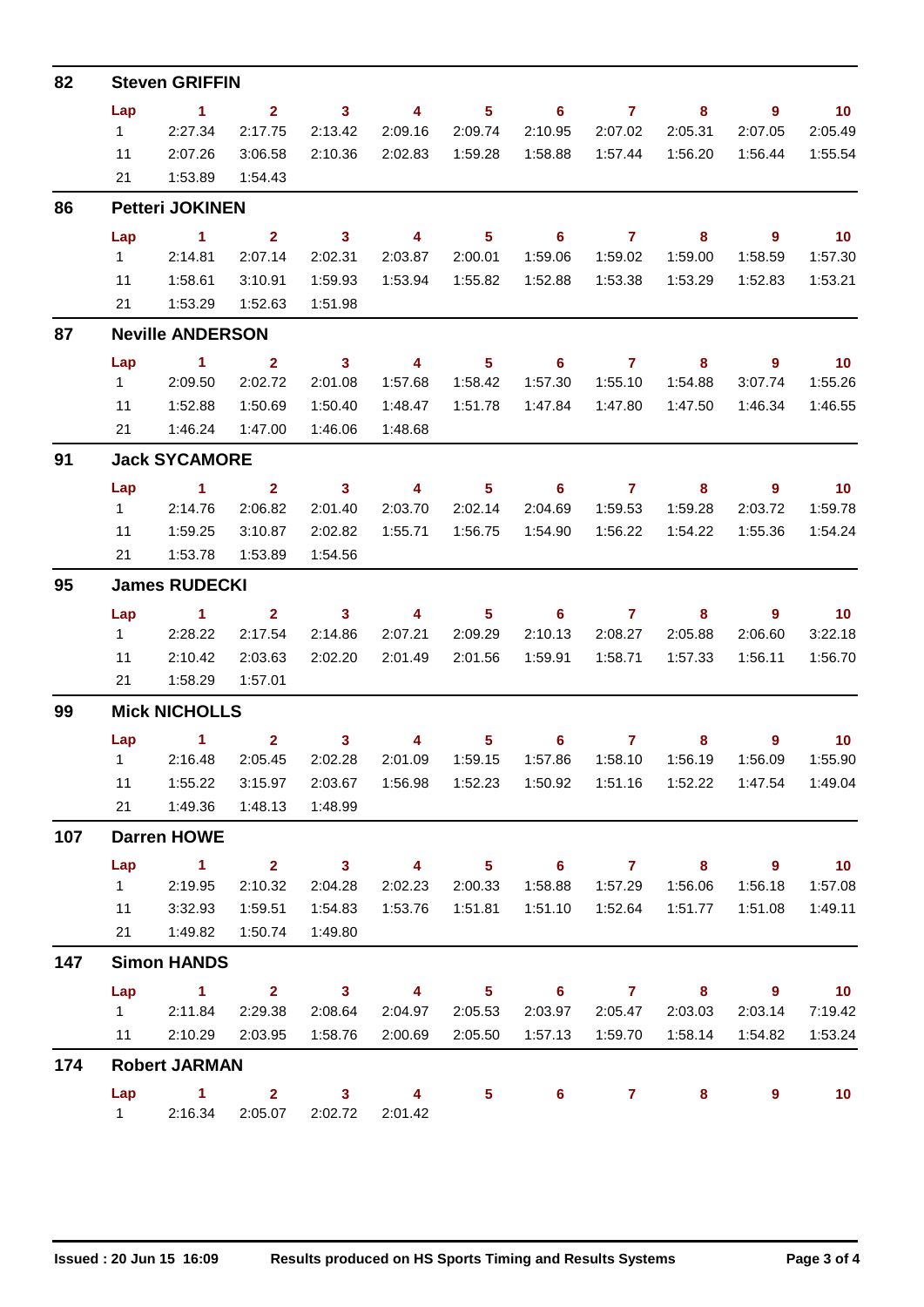## 82 Steven GRIFFIN

| Lap | 1 | 2 | 3 | 4 | 5 | 6 | 7 | 8 | 9 | 10 |
|---|---|---|---|---|---|---|---|---|---|---|
| 1 | 2:27.34 | 2:17.75 | 2:13.42 | 2:09.16 | 2:09.74 | 2:10.95 | 2:07.02 | 2:05.31 | 2:07.05 | 2:05.49 |
| 11 | 2:07.26 | 3:06.58 | 2:10.36 | 2:02.83 | 1:59.28 | 1:58.88 | 1:57.44 | 1:56.20 | 1:56.44 | 1:55.54 |
| 21 | 1:53.89 | 1:54.43 | | | | | | | | |

## 86 Petteri JOKINEN

| Lap | 1 | 2 | 3 | 4 | 5 | 6 | 7 | 8 | 9 | 10 |
|---|---|---|---|---|---|---|---|---|---|---|
| 1 | 2:14.81 | 2:07.14 | 2:02.31 | 2:03.87 | 2:00.01 | 1:59.06 | 1:59.02 | 1:59.00 | 1:58.59 | 1:57.30 |
| 11 | 1:58.61 | 3:10.91 | 1:59.93 | 1:53.94 | 1:55.82 | 1:52.88 | 1:53.38 | 1:53.29 | 1:52.83 | 1:53.21 |
| 21 | 1:53.29 | 1:52.63 | 1:51.98 | | | | | | | |

## 87 Neville ANDERSON

| Lap | 1 | 2 | 3 | 4 | 5 | 6 | 7 | 8 | 9 | 10 |
|---|---|---|---|---|---|---|---|---|---|---|
| 1 | 2:09.50 | 2:02.72 | 2:01.08 | 1:57.68 | 1:58.42 | 1:57.30 | 1:55.10 | 1:54.88 | 3:07.74 | 1:55.26 |
| 11 | 1:52.88 | 1:50.69 | 1:50.40 | 1:48.47 | 1:51.78 | 1:47.84 | 1:47.80 | 1:47.50 | 1:46.34 | 1:46.55 |
| 21 | 1:46.24 | 1:47.00 | 1:46.06 | 1:48.68 | | | | | | |

## 91 Jack SYCAMORE

| Lap | 1 | 2 | 3 | 4 | 5 | 6 | 7 | 8 | 9 | 10 |
|---|---|---|---|---|---|---|---|---|---|---|
| 1 | 2:14.76 | 2:06.82 | 2:01.40 | 2:03.70 | 2:02.14 | 2:04.69 | 1:59.53 | 1:59.28 | 2:03.72 | 1:59.78 |
| 11 | 1:59.25 | 3:10.87 | 2:02.82 | 1:55.71 | 1:56.75 | 1:54.90 | 1:56.22 | 1:54.22 | 1:55.36 | 1:54.24 |
| 21 | 1:53.78 | 1:53.89 | 1:54.56 | | | | | | | |

## 95 James RUDECKI

| Lap | 1 | 2 | 3 | 4 | 5 | 6 | 7 | 8 | 9 | 10 |
|---|---|---|---|---|---|---|---|---|---|---|
| 1 | 2:28.22 | 2:17.54 | 2:14.86 | 2:07.21 | 2:09.29 | 2:10.13 | 2:08.27 | 2:05.88 | 2:06.60 | 3:22.18 |
| 11 | 2:10.42 | 2:03.63 | 2:02.20 | 2:01.49 | 2:01.56 | 1:59.91 | 1:58.71 | 1:57.33 | 1:56.11 | 1:56.70 |
| 21 | 1:58.29 | 1:57.01 | | | | | | | | |

## 99 Mick NICHOLLS

| Lap | 1 | 2 | 3 | 4 | 5 | 6 | 7 | 8 | 9 | 10 |
|---|---|---|---|---|---|---|---|---|---|---|
| 1 | 2:16.48 | 2:05.45 | 2:02.28 | 2:01.09 | 1:59.15 | 1:57.86 | 1:58.10 | 1:56.19 | 1:56.09 | 1:55.90 |
| 11 | 1:55.22 | 3:15.97 | 2:03.67 | 1:56.98 | 1:52.23 | 1:50.92 | 1:51.16 | 1:52.22 | 1:47.54 | 1:49.04 |
| 21 | 1:49.36 | 1:48.13 | 1:48.99 | | | | | | | |

## 107 Darren HOWE

| Lap | 1 | 2 | 3 | 4 | 5 | 6 | 7 | 8 | 9 | 10 |
|---|---|---|---|---|---|---|---|---|---|---|
| 1 | 2:19.95 | 2:10.32 | 2:04.28 | 2:02.23 | 2:00.33 | 1:58.88 | 1:57.29 | 1:56.06 | 1:56.18 | 1:57.08 |
| 11 | 3:32.93 | 1:59.51 | 1:54.83 | 1:53.76 | 1:51.81 | 1:51.10 | 1:52.64 | 1:51.77 | 1:51.08 | 1:49.11 |
| 21 | 1:49.82 | 1:50.74 | 1:49.80 | | | | | | | |

## 147 Simon HANDS

| Lap | 1 | 2 | 3 | 4 | 5 | 6 | 7 | 8 | 9 | 10 |
|---|---|---|---|---|---|---|---|---|---|---|
| 1 | 2:11.84 | 2:29.38 | 2:08.64 | 2:04.97 | 2:05.53 | 2:03.97 | 2:05.47 | 2:03.03 | 2:03.14 | 7:19.42 |
| 11 | 2:10.29 | 2:03.95 | 1:58.76 | 2:00.69 | 2:05.50 | 1:57.13 | 1:59.70 | 1:58.14 | 1:54.82 | 1:53.24 |

## 174 Robert JARMAN

| Lap | 1 | 2 | 3 | 4 | 5 | 6 | 7 | 8 | 9 | 10 |
|---|---|---|---|---|---|---|---|---|---|---|
| 1 | 2:16.34 | 2:05.07 | 2:02.72 | 2:01.42 | | | | | | |

Issued : 20 Jun 15 16:09 Results produced on HS Sports Timing and Results Systems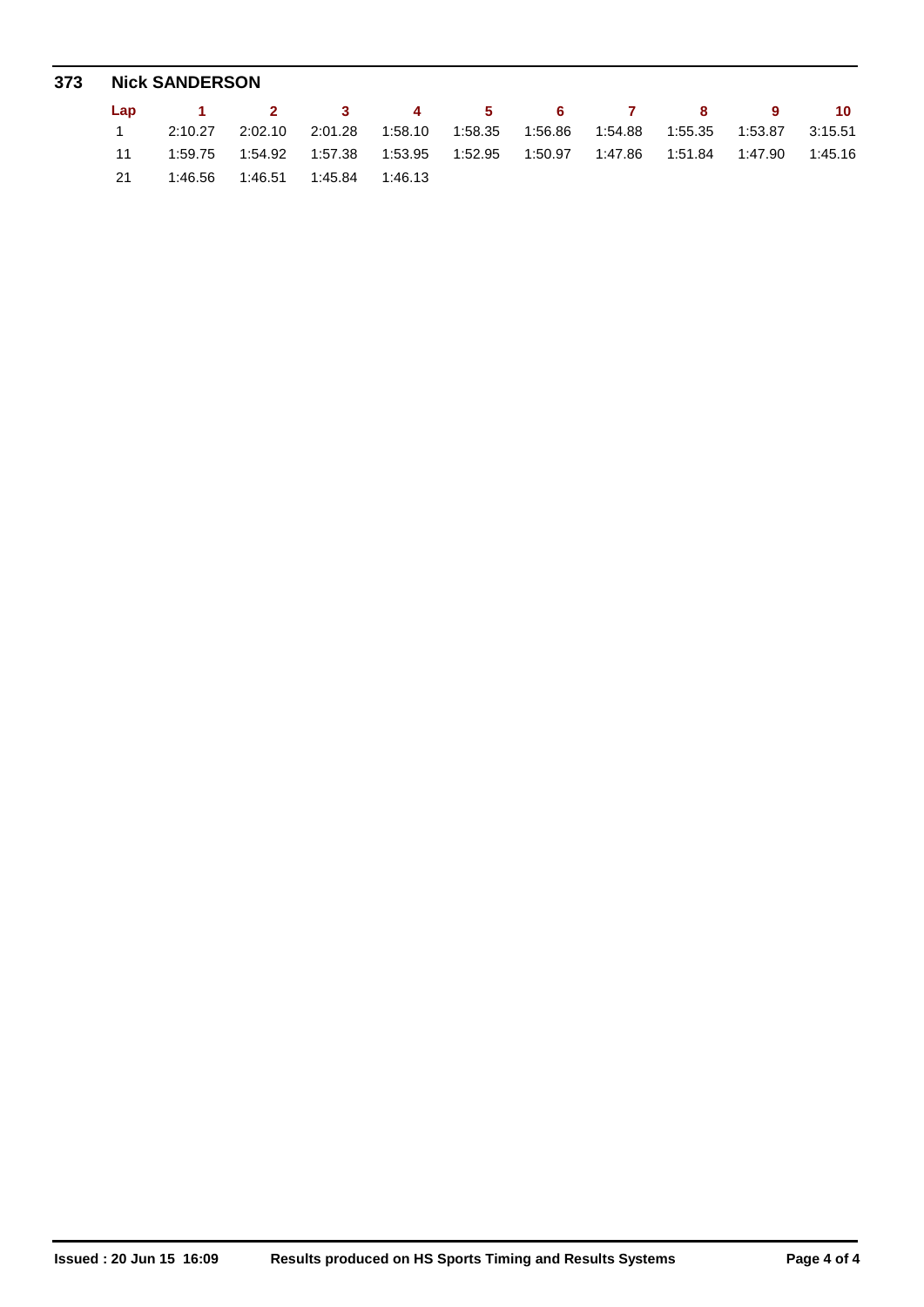## 373 Nick SANDERSON

| Lap | 1 | 2 | 3 | 4 | 5 | 6 | 7 | 8 | 9 | 10 |
|---|---|---|---|---|---|---|---|---|---|---|
| 1 | 2:10.27 | 2:02.10 | 2:01.28 | 1:58.10 | 1:58.35 | 1:56.86 | 1:54.88 | 1:55.35 | 1:53.87 | 3:15.51 |
| 11 | 1:59.75 | 1:54.92 | 1:57.38 | 1:53.95 | 1:52.95 | 1:50.97 | 1:47.86 | 1:51.84 | 1:47.90 | 1:45.16 |
| 21 | 1:46.56 | 1:46.51 | 1:45.84 | 1:46.13 | | | | | | |

**Issued : 20 Jun 15 16:09** **Results produced on HS Sports Timing and Results Systems**